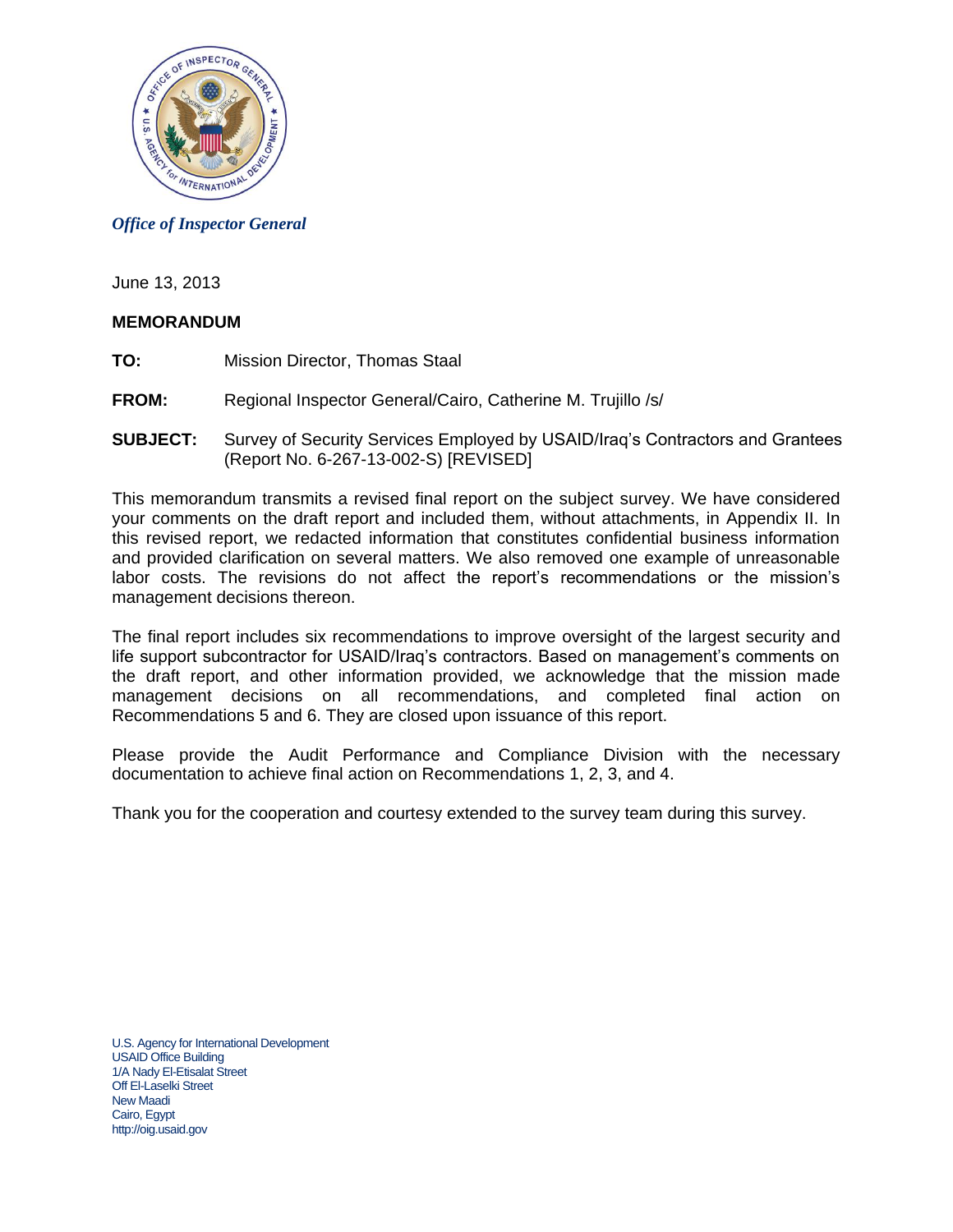*Office of Inspector General*

June 13, 2013

**MEMORANDUM**

**TO:** Mission Director, Thomas Staal

**FROM:** Regional Inspector General/Cairo, Catherine M. Trujillo /s/

**SUBJECT:** Survey of Security Services Employed by USAID/Iraq's Contractors and Grantees (Report No. 6-267-13-002-S) [REVISED]

This memorandum transmits a revised final report on the subject survey. We have considered your comments on the draft report and included them, without attachments, in Appendix II. In this revised report, we redacted information that constitutes confidential business information and provided clarification on several matters. We also removed one example of unreasonable labor costs. The revisions do not affect the report's recommendations or the mission's management decisions thereon.

The final report includes six recommendations to improve oversight of the largest security and life support subcontractor for USAID/Iraq's contractors. Based on management's comments on the draft report, and other information provided, we acknowledge that the mission made management decisions on all recommendations, and completed final action on Recommendations 5 and 6. They are closed upon issuance of this report.

Please provide the Audit Performance and Compliance Division with the necessary documentation to achieve final action on Recommendations 1, 2, 3, and 4.

Thank you for the cooperation and courtesy extended to the survey team during this survey.

U.S. Agency for International Development
USAID Office Building
1/A Nady El-Etisalat Street
Off El-Laselki Street
New Maadi
Cairo, Egypt
http://oig.usaid.gov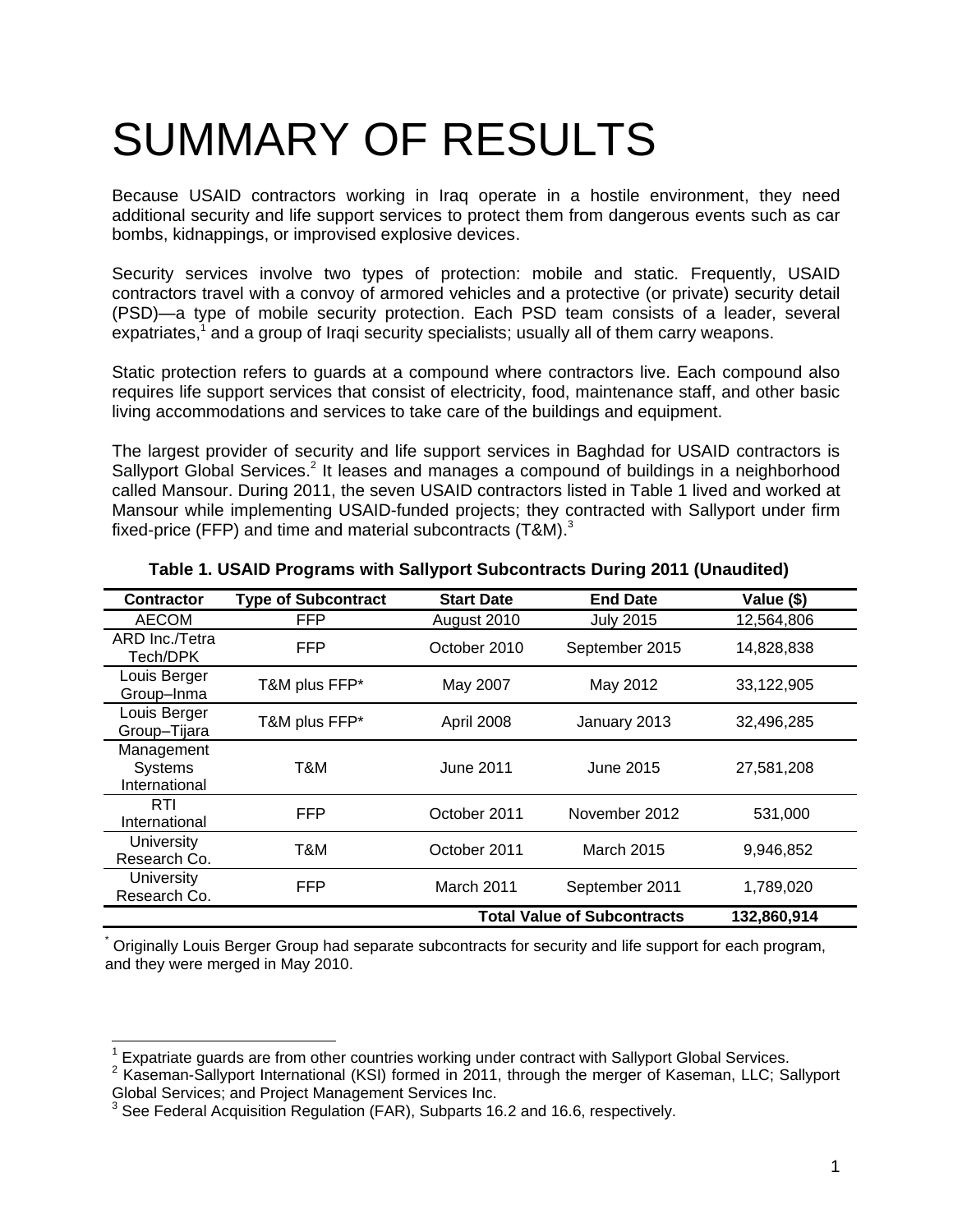# SUMMARY OF RESULTS

Because USAID contractors working in Iraq operate in a hostile environment, they need additional security and life support services to protect them from dangerous events such as car bombs, kidnappings, or improvised explosive devices.

Security services involve two types of protection: mobile and static. Frequently, USAID contractors travel with a convoy of armored vehicles and a protective (or private) security detail (PSD)—a type of mobile security protection. Each PSD team consists of a leader, several expatriates,[1] and a group of Iraqi security specialists; usually all of them carry weapons.

Static protection refers to guards at a compound where contractors live. Each compound also requires life support services that consist of electricity, food, maintenance staff, and other basic living accommodations and services to take care of the buildings and equipment.

The largest provider of security and life support services in Baghdad for USAID contractors is Sallyport Global Services.[2] It leases and manages a compound of buildings in a neighborhood called Mansour. During 2011, the seven USAID contractors listed in Table 1 lived and worked at Mansour while implementing USAID-funded projects; they contracted with Sallyport under firm fixed-price (FFP) and time and material subcontracts (T&M).[3]

**Table 1. USAID Programs with Sallyport Subcontracts During 2011 (Unaudited)**

| Contractor | Type of Subcontract | Start Date | End Date | Value ($) |
|---|---|---|---|---|
| AECOM | FFP | August 2010 | July 2015 | 12,564,806 |
| ARD Inc./Tetra Tech/DPK | FFP | October 2010 | September 2015 | 14,828,838 |
| Louis Berger Group–Inma | T&M plus FFP* | May 2007 | May 2012 | 33,122,905 |
| Louis Berger Group–Tijara | T&M plus FFP* | April 2008 | January 2013 | 32,496,285 |
| Management Systems International | T&M | June 2011 | June 2015 | 27,581,208 |
| RTI International | FFP | October 2011 | November 2012 | 531,000 |
| University Research Co. | T&M | October 2011 | March 2015 | 9,946,852 |
| University Research Co. | FFP | March 2011 | September 2011 | 1,789,020 |
| | | | **Total Value of Subcontracts** | **132,860,914** |

* Originally Louis Berger Group had separate subcontracts for security and life support for each program, and they were merged in May 2010.

---

[1] Expatriate guards are from other countries working under contract with Sallyport Global Services.

[2] Kaseman-Sallyport International (KSI) formed in 2011, through the merger of Kaseman, LLC; Sallyport Global Services; and Project Management Services Inc.

[3] See Federal Acquisition Regulation (FAR), Subparts 16.2 and 16.6, respectively.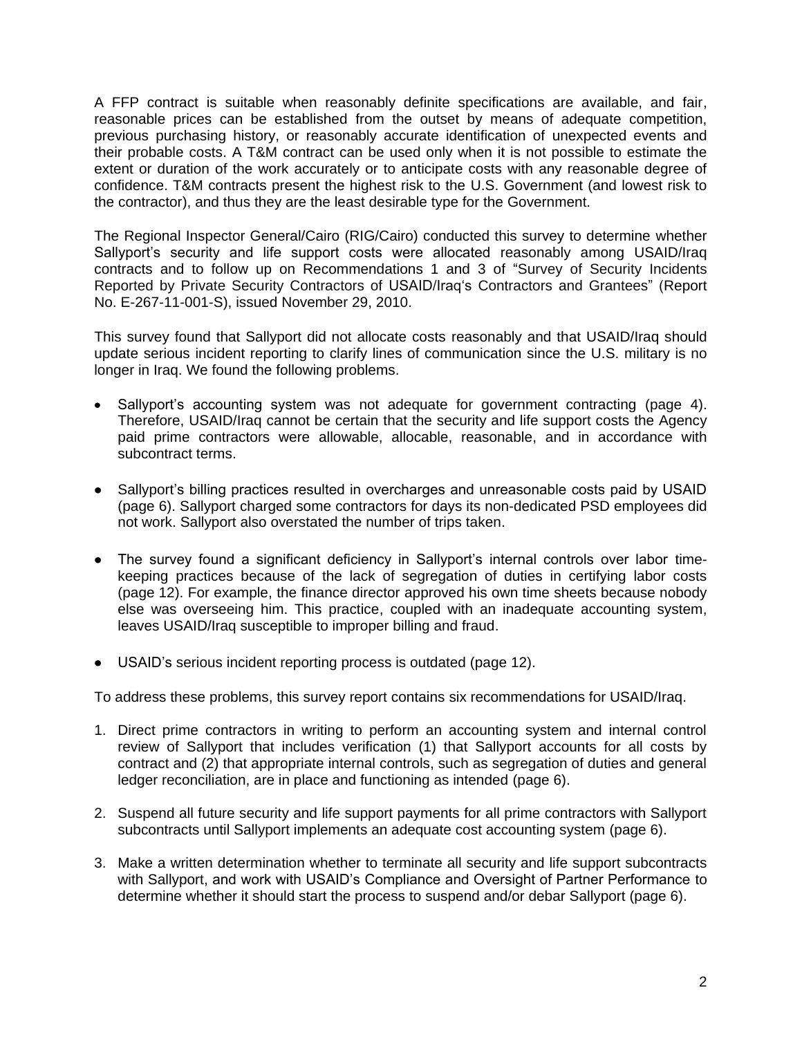A FFP contract is suitable when reasonably definite specifications are available, and fair, reasonable prices can be established from the outset by means of adequate competition, previous purchasing history, or reasonably accurate identification of unexpected events and their probable costs. A T&M contract can be used only when it is not possible to estimate the extent or duration of the work accurately or to anticipate costs with any reasonable degree of confidence. T&M contracts present the highest risk to the U.S. Government (and lowest risk to the contractor), and thus they are the least desirable type for the Government.

The Regional Inspector General/Cairo (RIG/Cairo) conducted this survey to determine whether Sallyport's security and life support costs were allocated reasonably among USAID/Iraq contracts and to follow up on Recommendations 1 and 3 of "Survey of Security Incidents Reported by Private Security Contractors of USAID/Iraq's Contractors and Grantees" (Report No. E-267-11-001-S), issued November 29, 2010.

This survey found that Sallyport did not allocate costs reasonably and that USAID/Iraq should update serious incident reporting to clarify lines of communication since the U.S. military is no longer in Iraq. We found the following problems.

- Sallyport's accounting system was not adequate for government contracting (page 4). Therefore, USAID/Iraq cannot be certain that the security and life support costs the Agency paid prime contractors were allowable, allocable, reasonable, and in accordance with subcontract terms.
- Sallyport's billing practices resulted in overcharges and unreasonable costs paid by USAID (page 6). Sallyport charged some contractors for days its non-dedicated PSD employees did not work. Sallyport also overstated the number of trips taken.
- The survey found a significant deficiency in Sallyport's internal controls over labor time-keeping practices because of the lack of segregation of duties in certifying labor costs (page 12). For example, the finance director approved his own time sheets because nobody else was overseeing him. This practice, coupled with an inadequate accounting system, leaves USAID/Iraq susceptible to improper billing and fraud.
- USAID's serious incident reporting process is outdated (page 12).

To address these problems, this survey report contains six recommendations for USAID/Iraq.

1. Direct prime contractors in writing to perform an accounting system and internal control review of Sallyport that includes verification (1) that Sallyport accounts for all costs by contract and (2) that appropriate internal controls, such as segregation of duties and general ledger reconciliation, are in place and functioning as intended (page 6).
2. Suspend all future security and life support payments for all prime contractors with Sallyport subcontracts until Sallyport implements an adequate cost accounting system (page 6).
3. Make a written determination whether to terminate all security and life support subcontracts with Sallyport, and work with USAID's Compliance and Oversight of Partner Performance to determine whether it should start the process to suspend and/or debar Sallyport (page 6).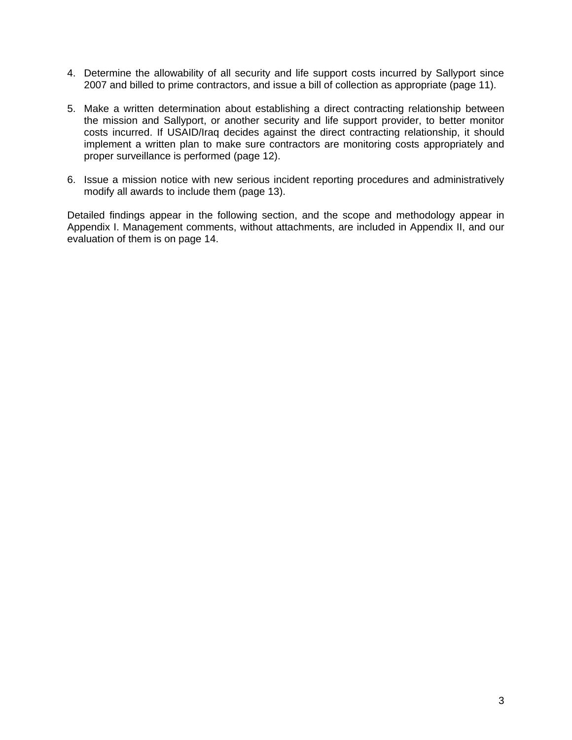4. Determine the allowability of all security and life support costs incurred by Sallyport since 2007 and billed to prime contractors, and issue a bill of collection as appropriate (page 11).

5. Make a written determination about establishing a direct contracting relationship between the mission and Sallyport, or another security and life support provider, to better monitor costs incurred. If USAID/Iraq decides against the direct contracting relationship, it should implement a written plan to make sure contractors are monitoring costs appropriately and proper surveillance is performed (page 12).

6. Issue a mission notice with new serious incident reporting procedures and administratively modify all awards to include them (page 13).

Detailed findings appear in the following section, and the scope and methodology appear in Appendix I. Management comments, without attachments, are included in Appendix II, and our evaluation of them is on page 14.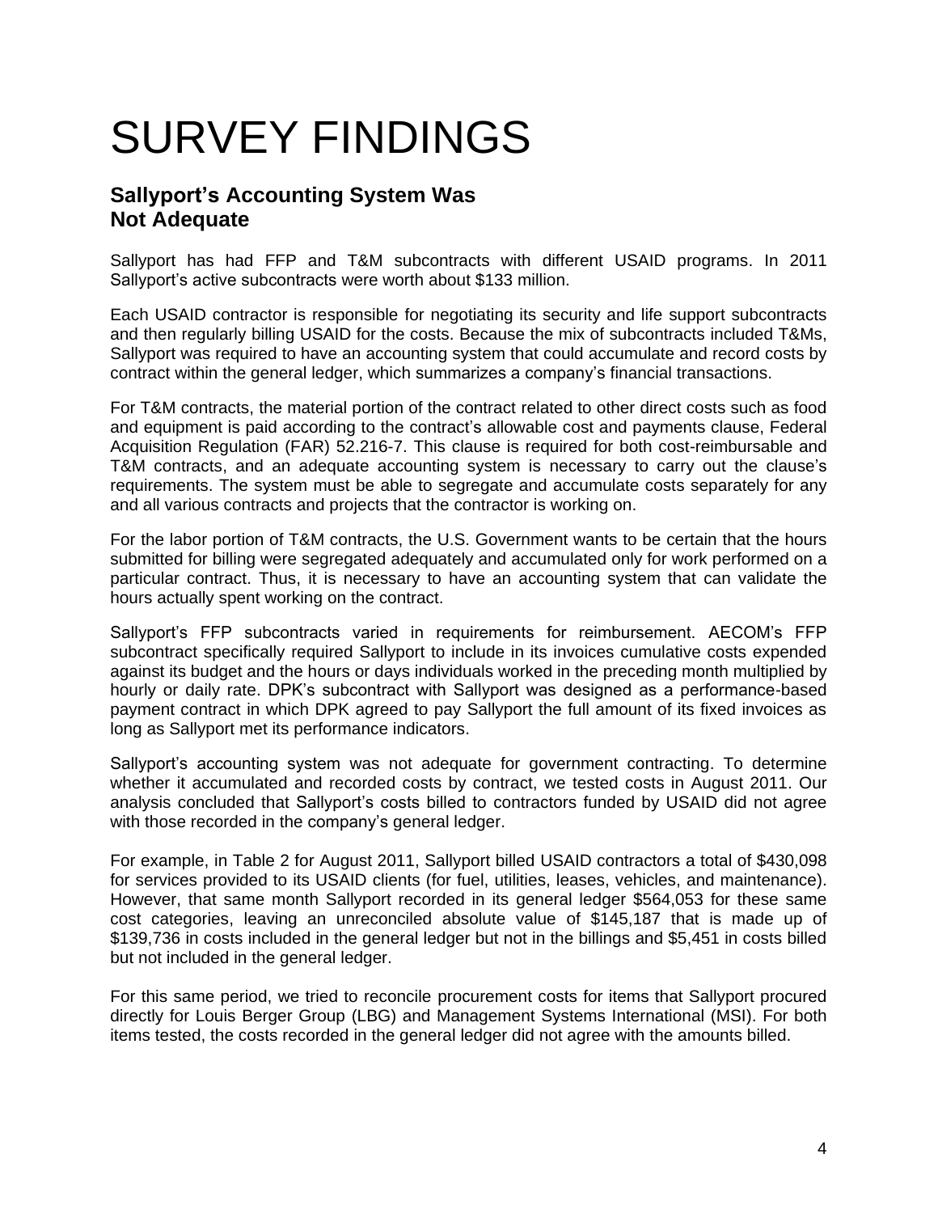# SURVEY FINDINGS

## Sallyport's Accounting System Was Not Adequate

Sallyport has had FFP and T&M subcontracts with different USAID programs. In 2011 Sallyport's active subcontracts were worth about $133 million.

Each USAID contractor is responsible for negotiating its security and life support subcontracts and then regularly billing USAID for the costs. Because the mix of subcontracts included T&Ms, Sallyport was required to have an accounting system that could accumulate and record costs by contract within the general ledger, which summarizes a company's financial transactions.

For T&M contracts, the material portion of the contract related to other direct costs such as food and equipment is paid according to the contract's allowable cost and payments clause, Federal Acquisition Regulation (FAR) 52.216-7. This clause is required for both cost-reimbursable and T&M contracts, and an adequate accounting system is necessary to carry out the clause's requirements. The system must be able to segregate and accumulate costs separately for any and all various contracts and projects that the contractor is working on.

For the labor portion of T&M contracts, the U.S. Government wants to be certain that the hours submitted for billing were segregated adequately and accumulated only for work performed on a particular contract. Thus, it is necessary to have an accounting system that can validate the hours actually spent working on the contract.

Sallyport's FFP subcontracts varied in requirements for reimbursement. AECOM's FFP subcontract specifically required Sallyport to include in its invoices cumulative costs expended against its budget and the hours or days individuals worked in the preceding month multiplied by hourly or daily rate. DPK's subcontract with Sallyport was designed as a performance-based payment contract in which DPK agreed to pay Sallyport the full amount of its fixed invoices as long as Sallyport met its performance indicators.

Sallyport's accounting system was not adequate for government contracting. To determine whether it accumulated and recorded costs by contract, we tested costs in August 2011. Our analysis concluded that Sallyport's costs billed to contractors funded by USAID did not agree with those recorded in the company's general ledger.

For example, in Table 2 for August 2011, Sallyport billed USAID contractors a total of $430,098 for services provided to its USAID clients (for fuel, utilities, leases, vehicles, and maintenance). However, that same month Sallyport recorded in its general ledger $564,053 for these same cost categories, leaving an unreconciled absolute value of $145,187 that is made up of $139,736 in costs included in the general ledger but not in the billings and $5,451 in costs billed but not included in the general ledger.

For this same period, we tried to reconcile procurement costs for items that Sallyport procured directly for Louis Berger Group (LBG) and Management Systems International (MSI). For both items tested, the costs recorded in the general ledger did not agree with the amounts billed.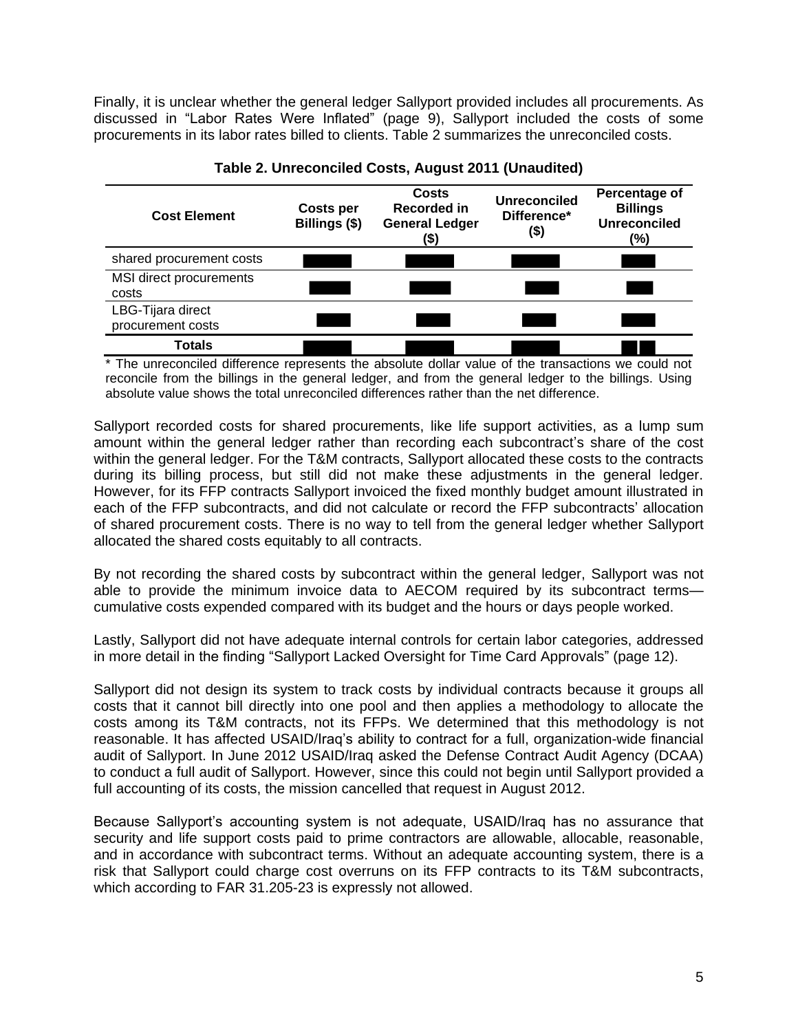Finally, it is unclear whether the general ledger Sallyport provided includes all procurements. As discussed in "Labor Rates Were Inflated" (page 9), Sallyport included the costs of some procurements in its labor rates billed to clients. Table 2 summarizes the unreconciled costs.

**Table 2. Unreconciled Costs, August 2011 (Unaudited)**

| Cost Element | Costs per Billings ($) | Costs Recorded in General Ledger ($) | Unreconciled Difference* ($) | Percentage of Billings Unreconciled (%) |
|---|---|---|---|---|
| shared procurement costs | | | | |
| MSI direct procurements costs | | | | |
| LBG-Tijara direct procurement costs | | | | |
| **Totals** | | | | |

\* The unreconciled difference represents the absolute dollar value of the transactions we could not reconcile from the billings in the general ledger, and from the general ledger to the billings. Using absolute value shows the total unreconciled differences rather than the net difference.

Sallyport recorded costs for shared procurements, like life support activities, as a lump sum amount within the general ledger rather than recording each subcontract's share of the cost within the general ledger. For the T&M contracts, Sallyport allocated these costs to the contracts during its billing process, but still did not make these adjustments in the general ledger. However, for its FFP contracts Sallyport invoiced the fixed monthly budget amount illustrated in each of the FFP subcontracts, and did not calculate or record the FFP subcontracts' allocation of shared procurement costs. There is no way to tell from the general ledger whether Sallyport allocated the shared costs equitably to all contracts.

By not recording the shared costs by subcontract within the general ledger, Sallyport was not able to provide the minimum invoice data to AECOM required by its subcontract terms—cumulative costs expended compared with its budget and the hours or days people worked.

Lastly, Sallyport did not have adequate internal controls for certain labor categories, addressed in more detail in the finding "Sallyport Lacked Oversight for Time Card Approvals" (page 12).

Sallyport did not design its system to track costs by individual contracts because it groups all costs that it cannot bill directly into one pool and then applies a methodology to allocate the costs among its T&M contracts, not its FFPs. We determined that this methodology is not reasonable. It has affected USAID/Iraq's ability to contract for a full, organization-wide financial audit of Sallyport. In June 2012 USAID/Iraq asked the Defense Contract Audit Agency (DCAA) to conduct a full audit of Sallyport. However, since this could not begin until Sallyport provided a full accounting of its costs, the mission cancelled that request in August 2012.

Because Sallyport's accounting system is not adequate, USAID/Iraq has no assurance that security and life support costs paid to prime contractors are allowable, allocable, reasonable, and in accordance with subcontract terms. Without an adequate accounting system, there is a risk that Sallyport could charge cost overruns on its FFP contracts to its T&M subcontracts, which according to FAR 31.205-23 is expressly not allowed.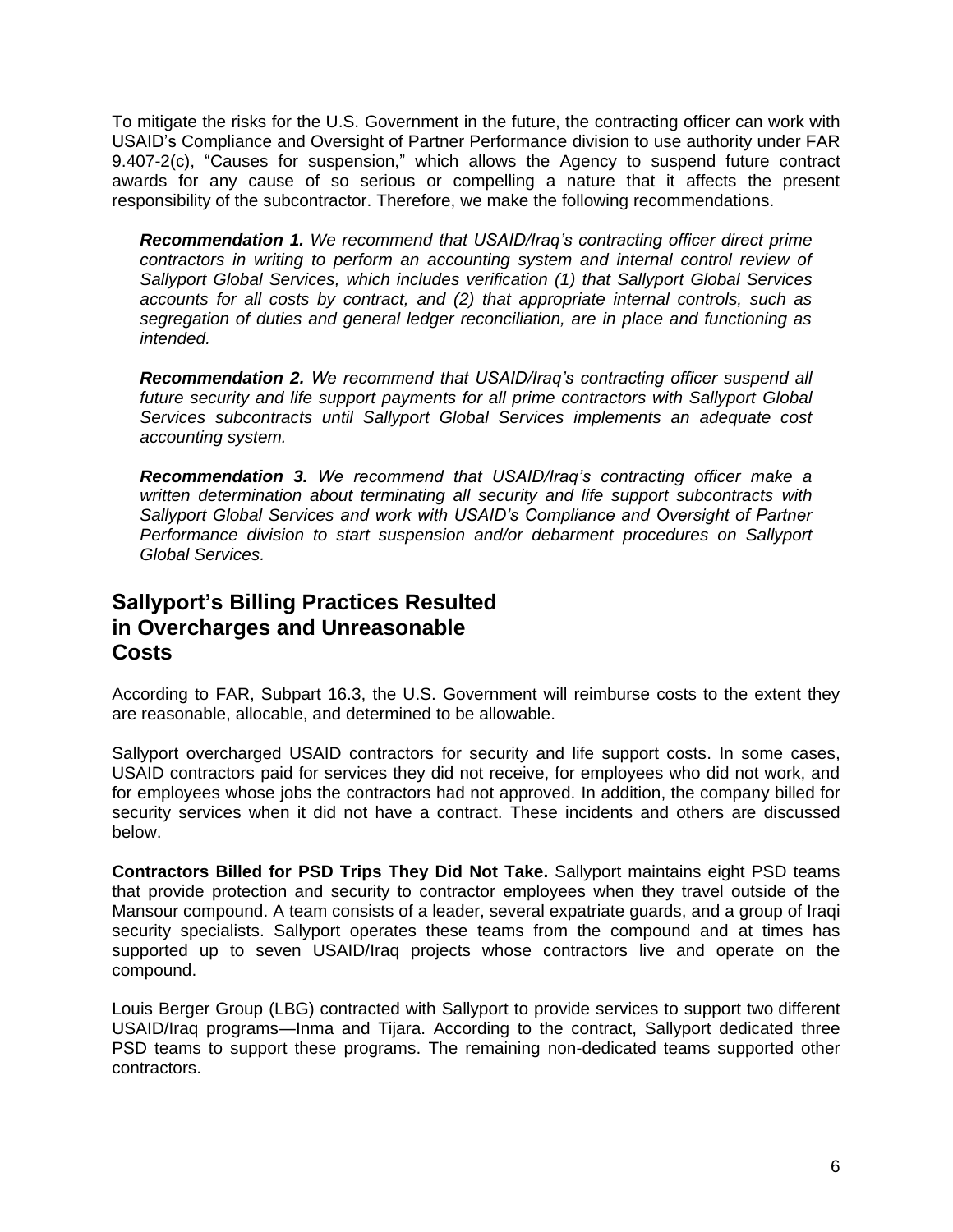To mitigate the risks for the U.S. Government in the future, the contracting officer can work with USAID's Compliance and Oversight of Partner Performance division to use authority under FAR 9.407-2(c), "Causes for suspension," which allows the Agency to suspend future contract awards for any cause of so serious or compelling a nature that it affects the present responsibility of the subcontractor. Therefore, we make the following recommendations.

***Recommendation 1.*** *We recommend that USAID/Iraq's contracting officer direct prime contractors in writing to perform an accounting system and internal control review of Sallyport Global Services, which includes verification (1) that Sallyport Global Services accounts for all costs by contract, and (2) that appropriate internal controls, such as segregation of duties and general ledger reconciliation, are in place and functioning as intended.*

***Recommendation 2.*** *We recommend that USAID/Iraq's contracting officer suspend all future security and life support payments for all prime contractors with Sallyport Global Services subcontracts until Sallyport Global Services implements an adequate cost accounting system.*

***Recommendation 3.*** *We recommend that USAID/Iraq's contracting officer make a written determination about terminating all security and life support subcontracts with Sallyport Global Services and work with USAID's Compliance and Oversight of Partner Performance division to start suspension and/or debarment procedures on Sallyport Global Services.*

## Sallyport's Billing Practices Resulted in Overcharges and Unreasonable Costs

According to FAR, Subpart 16.3, the U.S. Government will reimburse costs to the extent they are reasonable, allocable, and determined to be allowable.

Sallyport overcharged USAID contractors for security and life support costs. In some cases, USAID contractors paid for services they did not receive, for employees who did not work, and for employees whose jobs the contractors had not approved. In addition, the company billed for security services when it did not have a contract. These incidents and others are discussed below.

**Contractors Billed for PSD Trips They Did Not Take.** Sallyport maintains eight PSD teams that provide protection and security to contractor employees when they travel outside of the Mansour compound. A team consists of a leader, several expatriate guards, and a group of Iraqi security specialists. Sallyport operates these teams from the compound and at times has supported up to seven USAID/Iraq projects whose contractors live and operate on the compound.

Louis Berger Group (LBG) contracted with Sallyport to provide services to support two different USAID/Iraq programs—Inma and Tijara. According to the contract, Sallyport dedicated three PSD teams to support these programs. The remaining non-dedicated teams supported other contractors.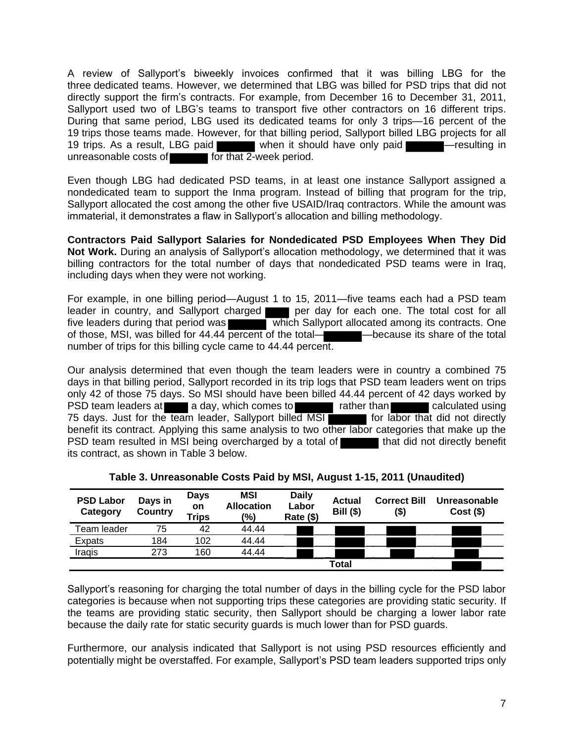A review of Sallyport's biweekly invoices confirmed that it was billing LBG for the three dedicated teams. However, we determined that LBG was billed for PSD trips that did not directly support the firm's contracts. For example, from December 16 to December 31, 2011, Sallyport used two of LBG's teams to transport five other contractors on 16 different trips. During that same period, LBG used its dedicated teams for only 3 trips—16 percent of the 19 trips those teams made. However, for that billing period, Sallyport billed LBG projects for all 19 trips. As a result, LBG paid ██████ when it should have only paid ██████—resulting in unreasonable costs of ██████ for that 2-week period.

Even though LBG had dedicated PSD teams, in at least one instance Sallyport assigned a nondedicated team to support the Inma program. Instead of billing that program for the trip, Sallyport allocated the cost among the other five USAID/Iraq contractors. While the amount was immaterial, it demonstrates a flaw in Sallyport's allocation and billing methodology.

**Contractors Paid Sallyport Salaries for Nondedicated PSD Employees When They Did Not Work.** During an analysis of Sallyport's allocation methodology, we determined that it was billing contractors for the total number of days that nondedicated PSD teams were in Iraq, including days when they were not working.

For example, in one billing period—August 1 to 15, 2011—five teams each had a PSD team leader in country, and Sallyport charged ████ per day for each one. The total cost for all five leaders during that period was ██████ which Sallyport allocated among its contracts. One of those, MSI, was billed for 44.44 percent of the total—██████—because its share of the total number of trips for this billing cycle came to 44.44 percent.

Our analysis determined that even though the team leaders were in country a combined 75 days in that billing period, Sallyport recorded in its trip logs that PSD team leaders went on trips only 42 of those 75 days. So MSI should have been billed 44.44 percent of 42 days worked by PSD team leaders at ████ a day, which comes to ██████ rather than ██████ calculated using 75 days. Just for the team leader, Sallyport billed MSI ██████ for labor that did not directly benefit its contract. Applying this same analysis to two other labor categories that make up the PSD team resulted in MSI being overcharged by a total of ██████ that did not directly benefit its contract, as shown in Table 3 below.

**Table 3. Unreasonable Costs Paid by MSI, August 1-15, 2011 (Unaudited)**

| PSD Labor Category | Days in Country | Days on Trips | MSI Allocation (%) | Daily Labor Rate ($) | Actual Bill ($) | Correct Bill ($) | Unreasonable Cost ($) |
|---|---|---|---|---|---|---|---|
| Team leader | 75 | 42 | 44.44 | ████ | ██████ | ██████ | ██████ |
| Expats | 184 | 102 | 44.44 | ████ | ██████ | ██████ | ██████ |
| Iraqis | 273 | 160 | 44.44 | ████ | ██████ | ██████ | ██████ |
| | | | | | Total | | ██████ |

Sallyport's reasoning for charging the total number of days in the billing cycle for the PSD labor categories is because when not supporting trips these categories are providing static security. If the teams are providing static security, then Sallyport should be charging a lower labor rate because the daily rate for static security guards is much lower than for PSD guards.

Furthermore, our analysis indicated that Sallyport is not using PSD resources efficiently and potentially might be overstaffed. For example, Sallyport's PSD team leaders supported trips only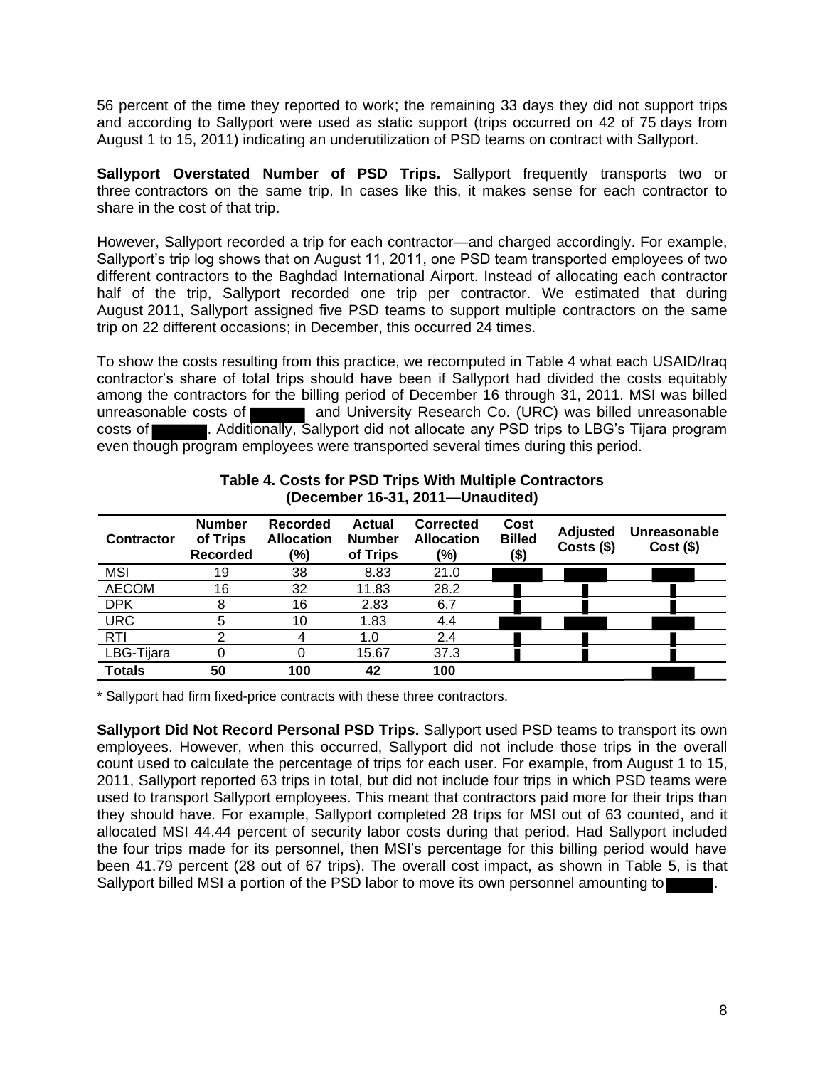56 percent of the time they reported to work; the remaining 33 days they did not support trips and according to Sallyport were used as static support (trips occurred on 42 of 75 days from August 1 to 15, 2011) indicating an underutilization of PSD teams on contract with Sallyport.

**Sallyport Overstated Number of PSD Trips.** Sallyport frequently transports two or three contractors on the same trip. In cases like this, it makes sense for each contractor to share in the cost of that trip.

However, Sallyport recorded a trip for each contractor—and charged accordingly. For example, Sallyport's trip log shows that on August 11, 2011, one PSD team transported employees of two different contractors to the Baghdad International Airport. Instead of allocating each contractor half of the trip, Sallyport recorded one trip per contractor. We estimated that during August 2011, Sallyport assigned five PSD teams to support multiple contractors on the same trip on 22 different occasions; in December, this occurred 24 times.

To show the costs resulting from this practice, we recomputed in Table 4 what each USAID/Iraq contractor's share of total trips should have been if Sallyport had divided the costs equitably among the contractors for the billing period of December 16 through 31, 2011. MSI was billed unreasonable costs of [redacted] and University Research Co. (URC) was billed unreasonable costs of [redacted]. Additionally, Sallyport did not allocate any PSD trips to LBG's Tijara program even though program employees were transported several times during this period.

**Table 4. Costs for PSD Trips With Multiple Contractors (December 16-31, 2011—Unaudited)**

| Contractor | Number of Trips Recorded | Recorded Allocation (%) | Actual Number of Trips | Corrected Allocation (%) | Cost Billed ($) | Adjusted Costs ($) | Unreasonable Cost ($) |
|---|---|---|---|---|---|---|---|
| MSI | 19 | 38 | 8.83 | 21.0 | [redacted] | [redacted] | [redacted] |
| AECOM | 16 | 32 | 11.83 | 28.2 | [redacted] | [redacted] | [redacted] |
| DPK | 8 | 16 | 2.83 | 6.7 | [redacted] | [redacted] | [redacted] |
| URC | 5 | 10 | 1.83 | 4.4 | [redacted] | [redacted] | [redacted] |
| RTI | 2 | 4 | 1.0 | 2.4 | [redacted] | [redacted] | [redacted] |
| LBG-Tijara | 0 | 0 | 15.67 | 37.3 | [redacted] | [redacted] | [redacted] |
| **Totals** | **50** | **100** | **42** | **100** | | | [redacted] |

\* Sallyport had firm fixed-price contracts with these three contractors.

**Sallyport Did Not Record Personal PSD Trips.** Sallyport used PSD teams to transport its own employees. However, when this occurred, Sallyport did not include those trips in the overall count used to calculate the percentage of trips for each user. For example, from August 1 to 15, 2011, Sallyport reported 63 trips in total, but did not include four trips in which PSD teams were used to transport Sallyport employees. This meant that contractors paid more for their trips than they should have. For example, Sallyport completed 28 trips for MSI out of 63 counted, and it allocated MSI 44.44 percent of security labor costs during that period. Had Sallyport included the four trips made for its personnel, then MSI's percentage for this billing period would have been 41.79 percent (28 out of 67 trips). The overall cost impact, as shown in Table 5, is that Sallyport billed MSI a portion of the PSD labor to move its own personnel amounting to [redacted].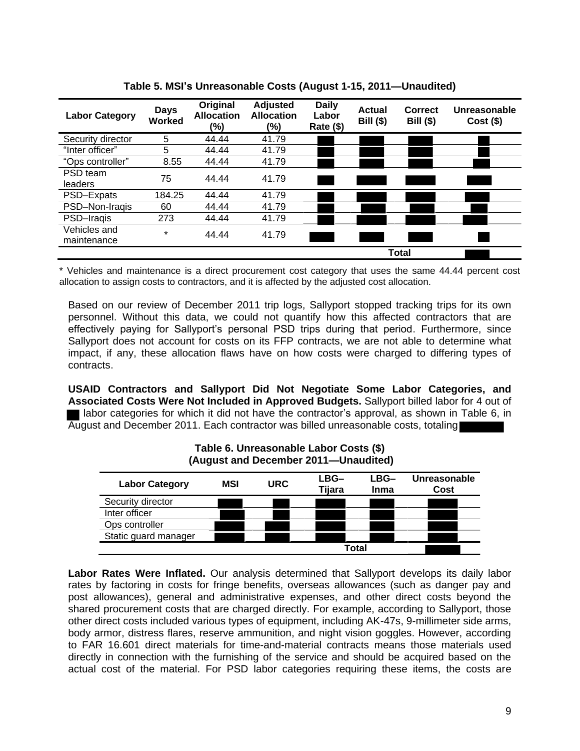**Table 5. MSI's Unreasonable Costs (August 1-15, 2011—Unaudited)**

| Labor Category | Days Worked | Original Allocation (%) | Adjusted Allocation (%) | Daily Labor Rate ($) | Actual Bill ($) | Correct Bill ($) | Unreasonable Cost ($) |
|---|---|---|---|---|---|---|---|
| Security director | 5 | 44.44 | 41.79 | | | | |
| "Inter officer" | 5 | 44.44 | 41.79 | | | | |
| "Ops controller" | 8.55 | 44.44 | 41.79 | | | | |
| PSD team leaders | 75 | 44.44 | 41.79 | | | | |
| PSD–Expats | 184.25 | 44.44 | 41.79 | | | | |
| PSD–Non-Iraqis | 60 | 44.44 | 41.79 | | | | |
| PSD–Iraqis | 273 | 44.44 | 41.79 | | | | |
| Vehicles and maintenance | * | 44.44 | 41.79 | | | | |
| | | | | | | Total | |

* Vehicles and maintenance is a direct procurement cost category that uses the same 44.44 percent cost allocation to assign costs to contractors, and it is affected by the adjusted cost allocation.

Based on our review of December 2011 trip logs, Sallyport stopped tracking trips for its own personnel. Without this data, we could not quantify how this affected contractors that are effectively paying for Sallyport's personal PSD trips during that period. Furthermore, since Sallyport does not account for costs on its FFP contracts, we are not able to determine what impact, if any, these allocation flaws have on how costs were charged to differing types of contracts.

**USAID Contractors and Sallyport Did Not Negotiate Some Labor Categories, and Associated Costs Were Not Included in Approved Budgets.** Sallyport billed labor for 4 out of ▇ labor categories for which it did not have the contractor's approval, as shown in Table 6, in August and December 2011. Each contractor was billed unreasonable costs, totaling ▇.

**Table 6. Unreasonable Labor Costs ($) (August and December 2011—Unaudited)**

| Labor Category | MSI | URC | LBG–Tijara | LBG–Inma | Unreasonable Cost |
|---|---|---|---|---|---|
| Security director | | | | | |
| Inter officer | | | | | |
| Ops controller | | | | | |
| Static guard manager | | | | | |
| | | | Total | | |

**Labor Rates Were Inflated.** Our analysis determined that Sallyport develops its daily labor rates by factoring in costs for fringe benefits, overseas allowances (such as danger pay and post allowances), general and administrative expenses, and other direct costs beyond the shared procurement costs that are charged directly. For example, according to Sallyport, those other direct costs included various types of equipment, including AK-47s, 9-millimeter side arms, body armor, distress flares, reserve ammunition, and night vision goggles. However, according to FAR 16.601 direct materials for time-and-material contracts means those materials used directly in connection with the furnishing of the service and should be acquired based on the actual cost of the material. For PSD labor categories requiring these items, the costs are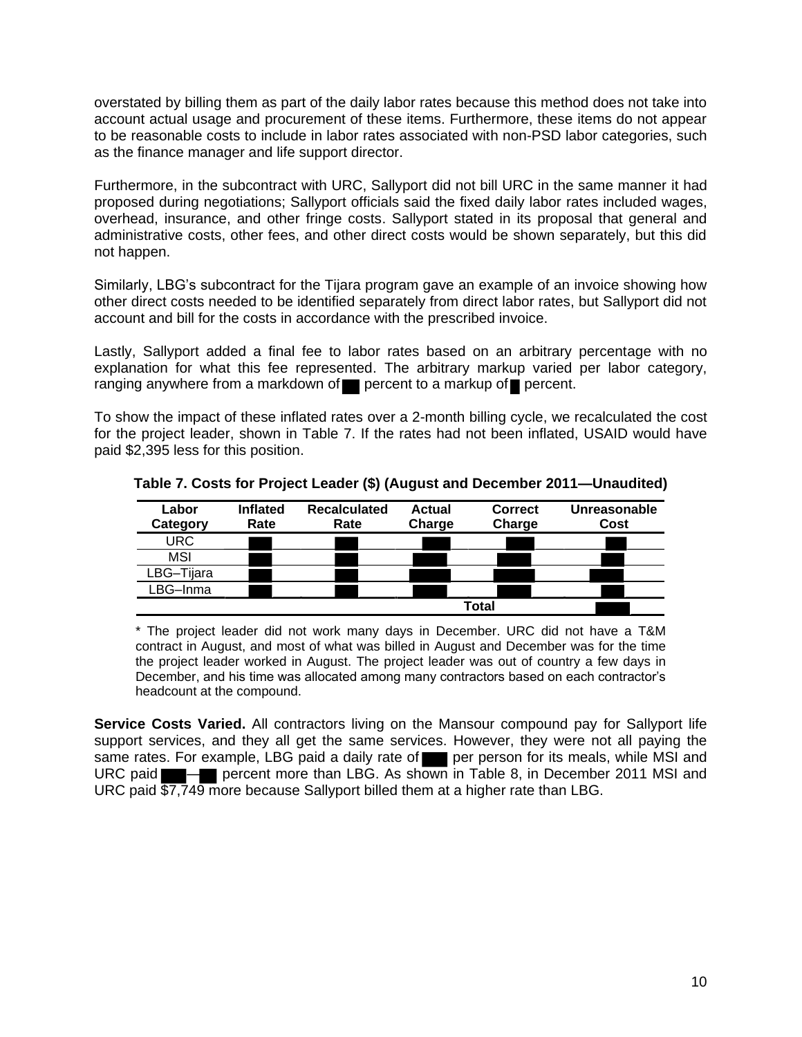overstated by billing them as part of the daily labor rates because this method does not take into account actual usage and procurement of these items. Furthermore, these items do not appear to be reasonable costs to include in labor rates associated with non-PSD labor categories, such as the finance manager and life support director.

Furthermore, in the subcontract with URC, Sallyport did not bill URC in the same manner it had proposed during negotiations; Sallyport officials said the fixed daily labor rates included wages, overhead, insurance, and other fringe costs. Sallyport stated in its proposal that general and administrative costs, other fees, and other direct costs would be shown separately, but this did not happen.

Similarly, LBG's subcontract for the Tijara program gave an example of an invoice showing how other direct costs needed to be identified separately from direct labor rates, but Sallyport did not account and bill for the costs in accordance with the prescribed invoice.

Lastly, Sallyport added a final fee to labor rates based on an arbitrary percentage with no explanation for what this fee represented. The arbitrary markup varied per labor category, ranging anywhere from a markdown of ██ percent to a markup of █ percent.

To show the impact of these inflated rates over a 2-month billing cycle, we recalculated the cost for the project leader, shown in Table 7. If the rates had not been inflated, USAID would have paid $2,395 less for this position.

**Table 7. Costs for Project Leader ($) (August and December 2011—Unaudited)**

| Labor Category | Inflated Rate | Recalculated Rate | Actual Charge | Correct Charge | Unreasonable Cost |
|---|---|---|---|---|---|
| URC | ███ | ███ | ███ | ███ | ███ |
| MSI | ███ | ███ | ███ | ███ | ███ |
| LBG–Tijara | ███ | ███ | ███ | ███ | ███ |
| LBG–Inma | ███ | ███ | ███ | ███ | ███ |
| | | | | Total | ███ |

\* The project leader did not work many days in December. URC did not have a T&M contract in August, and most of what was billed in August and December was for the time the project leader worked in August. The project leader was out of country a few days in December, and his time was allocated among many contractors based on each contractor's headcount at the compound.

**Service Costs Varied.** All contractors living on the Mansour compound pay for Sallyport life support services, and they all get the same services. However, they were not all paying the same rates. For example, LBG paid a daily rate of ███ per person for its meals, while MSI and URC paid ███—██ percent more than LBG. As shown in Table 8, in December 2011 MSI and URC paid $7,749 more because Sallyport billed them at a higher rate than LBG.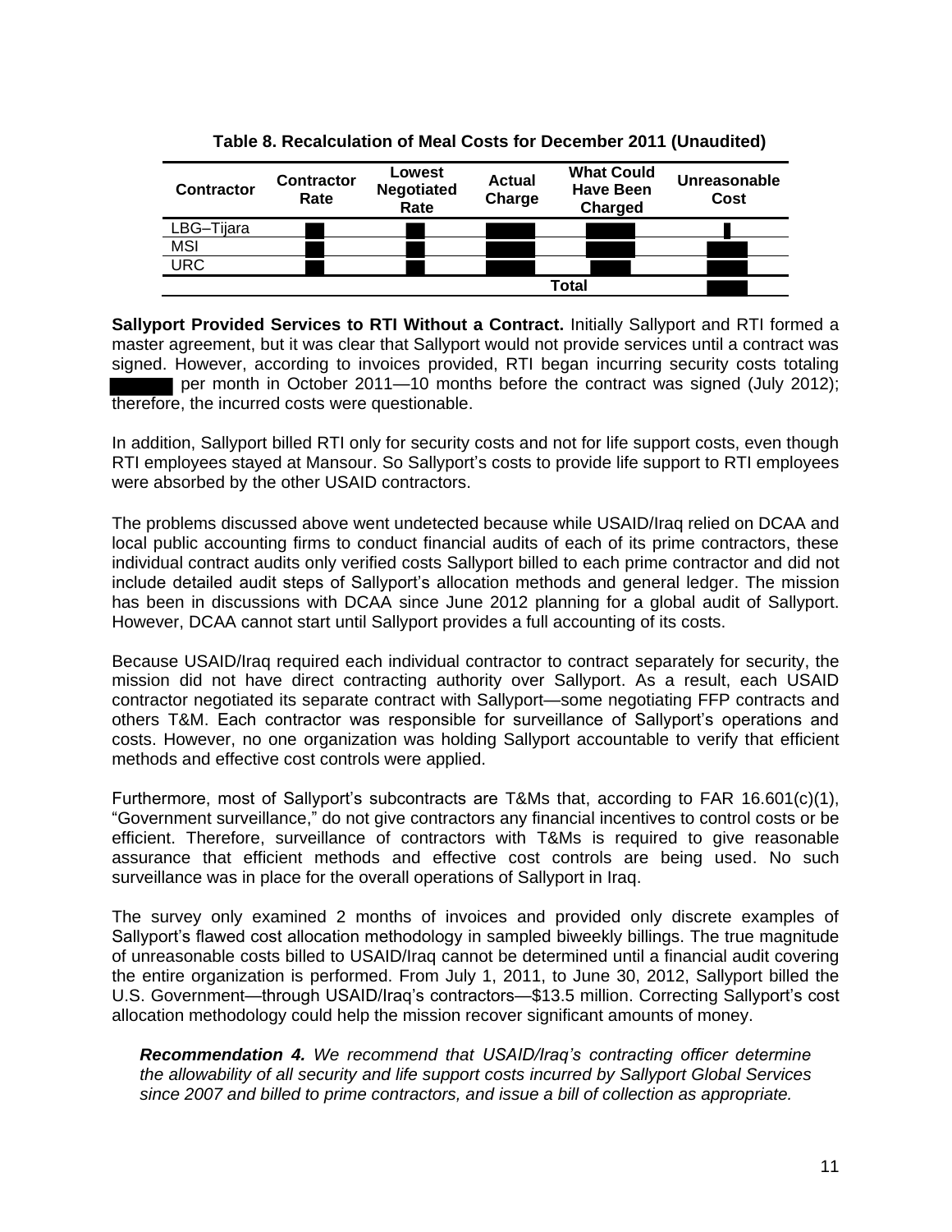**Table 8. Recalculation of Meal Costs for December 2011 (Unaudited)**

| Contractor | Contractor Rate | Lowest Negotiated Rate | Actual Charge | What Could Have Been Charged | Unreasonable Cost |
|---|---|---|---|---|---|
| LBG–Tijara | █ | █ | █ | █ | █ |
| MSI | █ | █ | █ | █ | █ |
| URC | █ | █ | █ | █ | █ |
| | | | | Total | █ |

**Sallyport Provided Services to RTI Without a Contract.** Initially Sallyport and RTI formed a master agreement, but it was clear that Sallyport would not provide services until a contract was signed. However, according to invoices provided, RTI began incurring security costs totaling █ per month in October 2011—10 months before the contract was signed (July 2012); therefore, the incurred costs were questionable.

In addition, Sallyport billed RTI only for security costs and not for life support costs, even though RTI employees stayed at Mansour. So Sallyport's costs to provide life support to RTI employees were absorbed by the other USAID contractors.

The problems discussed above went undetected because while USAID/Iraq relied on DCAA and local public accounting firms to conduct financial audits of each of its prime contractors, these individual contract audits only verified costs Sallyport billed to each prime contractor and did not include detailed audit steps of Sallyport's allocation methods and general ledger. The mission has been in discussions with DCAA since June 2012 planning for a global audit of Sallyport. However, DCAA cannot start until Sallyport provides a full accounting of its costs.

Because USAID/Iraq required each individual contractor to contract separately for security, the mission did not have direct contracting authority over Sallyport. As a result, each USAID contractor negotiated its separate contract with Sallyport—some negotiating FFP contracts and others T&M. Each contractor was responsible for surveillance of Sallyport's operations and costs. However, no one organization was holding Sallyport accountable to verify that efficient methods and effective cost controls were applied.

Furthermore, most of Sallyport's subcontracts are T&Ms that, according to FAR 16.601(c)(1), "Government surveillance," do not give contractors any financial incentives to control costs or be efficient. Therefore, surveillance of contractors with T&Ms is required to give reasonable assurance that efficient methods and effective cost controls are being used. No such surveillance was in place for the overall operations of Sallyport in Iraq.

The survey only examined 2 months of invoices and provided only discrete examples of Sallyport's flawed cost allocation methodology in sampled biweekly billings. The true magnitude of unreasonable costs billed to USAID/Iraq cannot be determined until a financial audit covering the entire organization is performed. From July 1, 2011, to June 30, 2012, Sallyport billed the U.S. Government—through USAID/Iraq's contractors—$13.5 million. Correcting Sallyport's cost allocation methodology could help the mission recover significant amounts of money.

> ***Recommendation 4.*** *We recommend that USAID/Iraq's contracting officer determine the allowability of all security and life support costs incurred by Sallyport Global Services since 2007 and billed to prime contractors, and issue a bill of collection as appropriate.*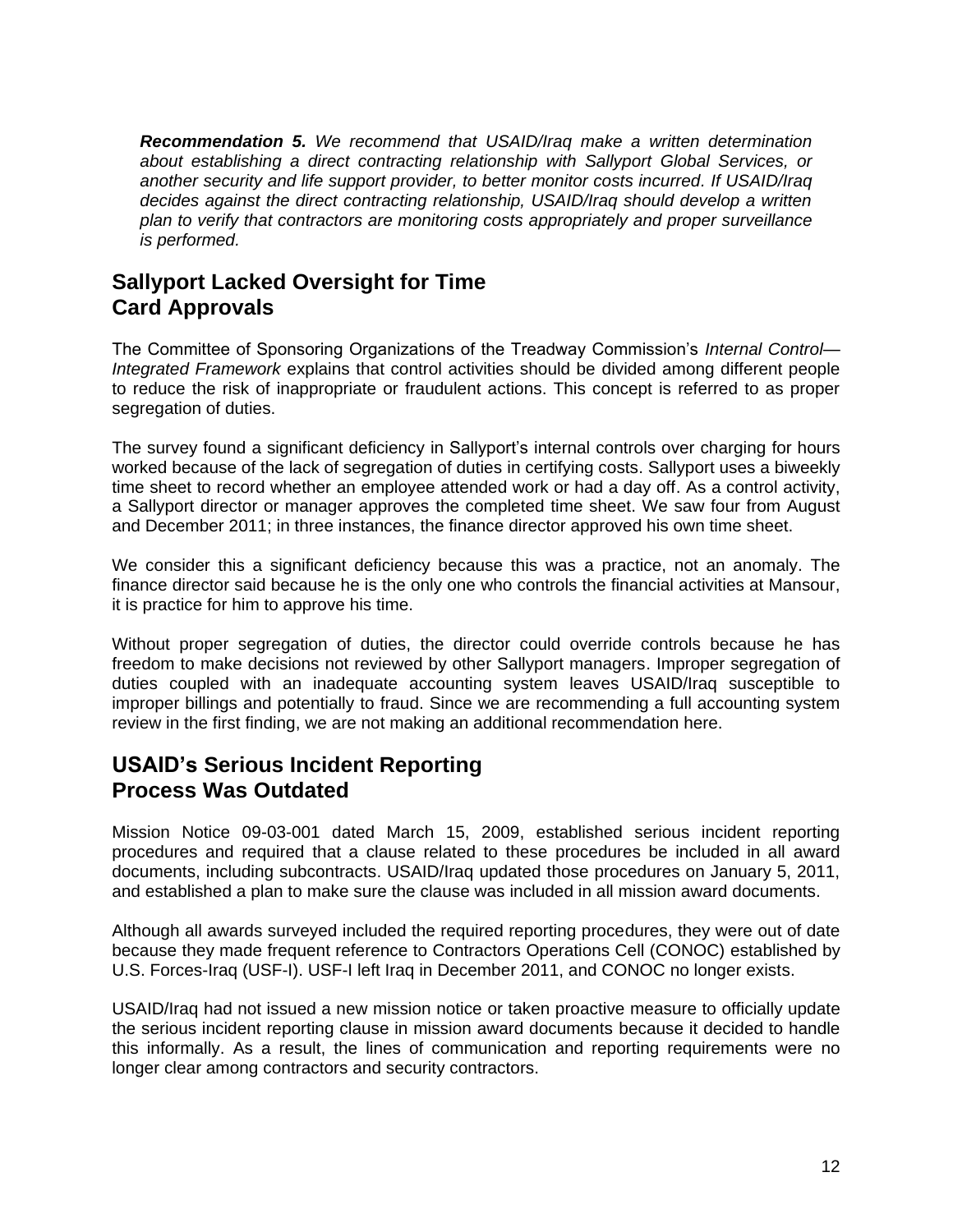*__Recommendation 5.__ We recommend that USAID/Iraq make a written determination about establishing a direct contracting relationship with Sallyport Global Services, or another security and life support provider, to better monitor costs incurred. If USAID/Iraq decides against the direct contracting relationship, USAID/Iraq should develop a written plan to verify that contractors are monitoring costs appropriately and proper surveillance is performed.*

## Sallyport Lacked Oversight for Time Card Approvals

The Committee of Sponsoring Organizations of the Treadway Commission's *Internal Control—Integrated Framework* explains that control activities should be divided among different people to reduce the risk of inappropriate or fraudulent actions. This concept is referred to as proper segregation of duties.

The survey found a significant deficiency in Sallyport's internal controls over charging for hours worked because of the lack of segregation of duties in certifying costs. Sallyport uses a biweekly time sheet to record whether an employee attended work or had a day off. As a control activity, a Sallyport director or manager approves the completed time sheet. We saw four from August and December 2011; in three instances, the finance director approved his own time sheet.

We consider this a significant deficiency because this was a practice, not an anomaly. The finance director said because he is the only one who controls the financial activities at Mansour, it is practice for him to approve his time.

Without proper segregation of duties, the director could override controls because he has freedom to make decisions not reviewed by other Sallyport managers. Improper segregation of duties coupled with an inadequate accounting system leaves USAID/Iraq susceptible to improper billings and potentially to fraud. Since we are recommending a full accounting system review in the first finding, we are not making an additional recommendation here.

## USAID's Serious Incident Reporting Process Was Outdated

Mission Notice 09-03-001 dated March 15, 2009, established serious incident reporting procedures and required that a clause related to these procedures be included in all award documents, including subcontracts. USAID/Iraq updated those procedures on January 5, 2011, and established a plan to make sure the clause was included in all mission award documents.

Although all awards surveyed included the required reporting procedures, they were out of date because they made frequent reference to Contractors Operations Cell (CONOC) established by U.S. Forces-Iraq (USF-I). USF-I left Iraq in December 2011, and CONOC no longer exists.

USAID/Iraq had not issued a new mission notice or taken proactive measure to officially update the serious incident reporting clause in mission award documents because it decided to handle this informally. As a result, the lines of communication and reporting requirements were no longer clear among contractors and security contractors.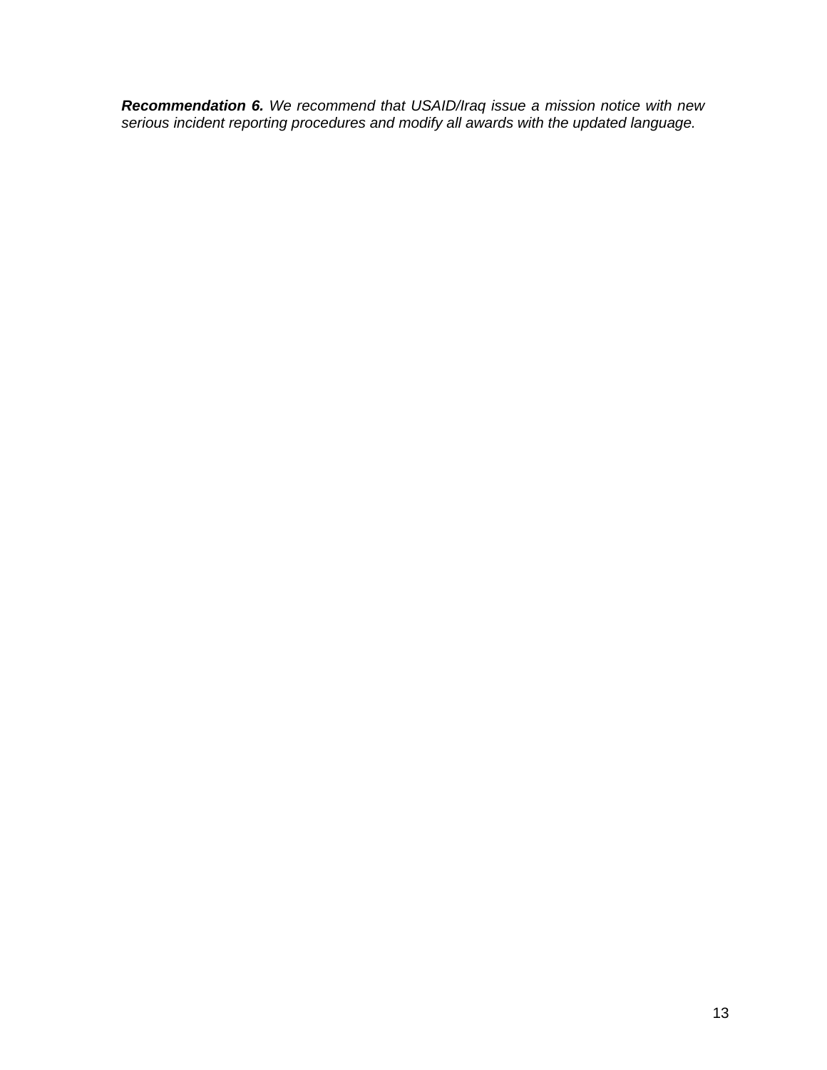***Recommendation 6.*** *We recommend that USAID/Iraq issue a mission notice with new serious incident reporting procedures and modify all awards with the updated language.*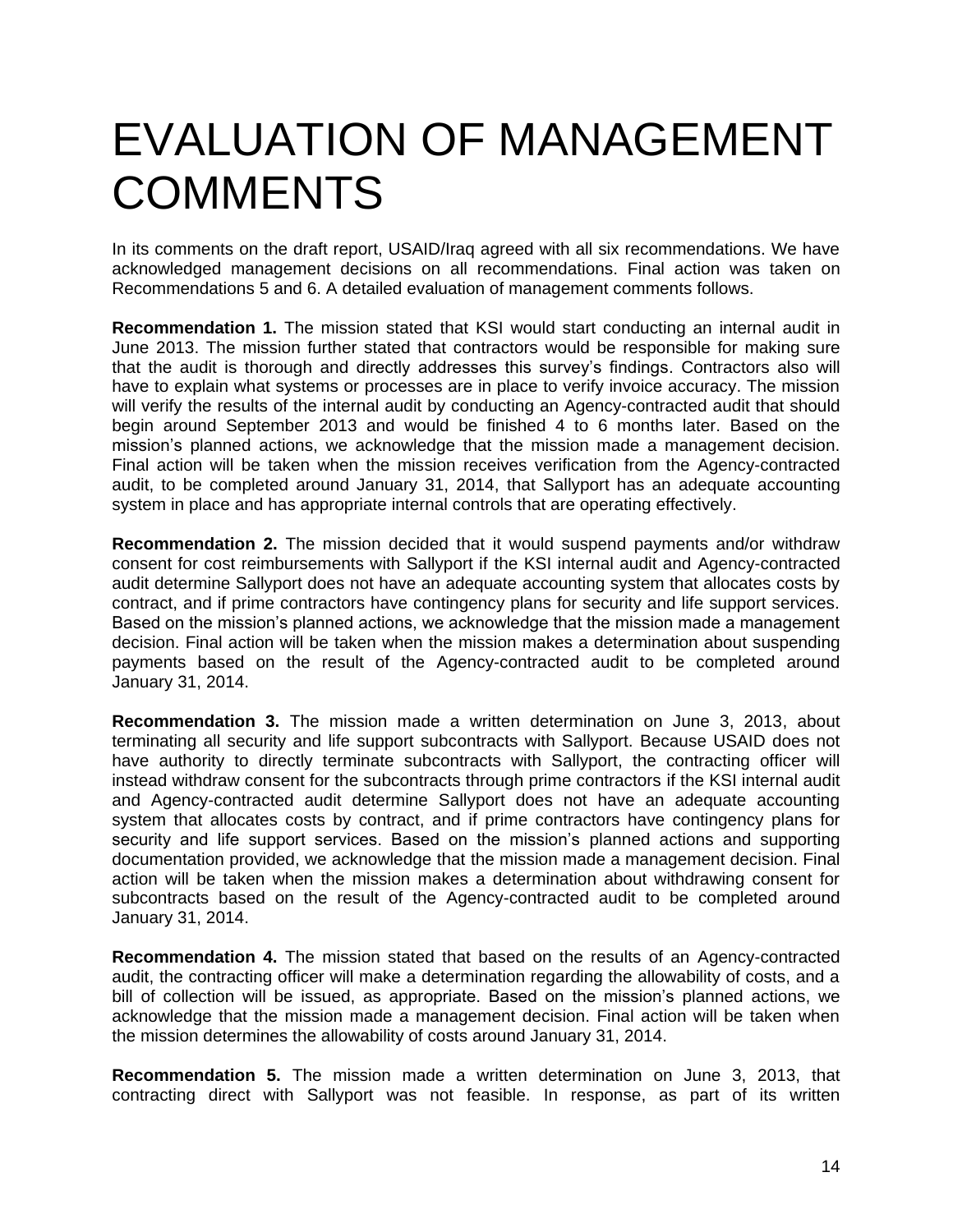# EVALUATION OF MANAGEMENT COMMENTS

In its comments on the draft report, USAID/Iraq agreed with all six recommendations. We have acknowledged management decisions on all recommendations. Final action was taken on Recommendations 5 and 6. A detailed evaluation of management comments follows.

**Recommendation 1.** The mission stated that KSI would start conducting an internal audit in June 2013. The mission further stated that contractors would be responsible for making sure that the audit is thorough and directly addresses this survey's findings. Contractors also will have to explain what systems or processes are in place to verify invoice accuracy. The mission will verify the results of the internal audit by conducting an Agency-contracted audit that should begin around September 2013 and would be finished 4 to 6 months later. Based on the mission's planned actions, we acknowledge that the mission made a management decision. Final action will be taken when the mission receives verification from the Agency-contracted audit, to be completed around January 31, 2014, that Sallyport has an adequate accounting system in place and has appropriate internal controls that are operating effectively.

**Recommendation 2.** The mission decided that it would suspend payments and/or withdraw consent for cost reimbursements with Sallyport if the KSI internal audit and Agency-contracted audit determine Sallyport does not have an adequate accounting system that allocates costs by contract, and if prime contractors have contingency plans for security and life support services. Based on the mission's planned actions, we acknowledge that the mission made a management decision. Final action will be taken when the mission makes a determination about suspending payments based on the result of the Agency-contracted audit to be completed around January 31, 2014.

**Recommendation 3.** The mission made a written determination on June 3, 2013, about terminating all security and life support subcontracts with Sallyport. Because USAID does not have authority to directly terminate subcontracts with Sallyport, the contracting officer will instead withdraw consent for the subcontracts through prime contractors if the KSI internal audit and Agency-contracted audit determine Sallyport does not have an adequate accounting system that allocates costs by contract, and if prime contractors have contingency plans for security and life support services. Based on the mission's planned actions and supporting documentation provided, we acknowledge that the mission made a management decision. Final action will be taken when the mission makes a determination about withdrawing consent for subcontracts based on the result of the Agency-contracted audit to be completed around January 31, 2014.

**Recommendation 4.** The mission stated that based on the results of an Agency-contracted audit, the contracting officer will make a determination regarding the allowability of costs, and a bill of collection will be issued, as appropriate. Based on the mission's planned actions, we acknowledge that the mission made a management decision. Final action will be taken when the mission determines the allowability of costs around January 31, 2014.

**Recommendation 5.** The mission made a written determination on June 3, 2013, that contracting direct with Sallyport was not feasible. In response, as part of its written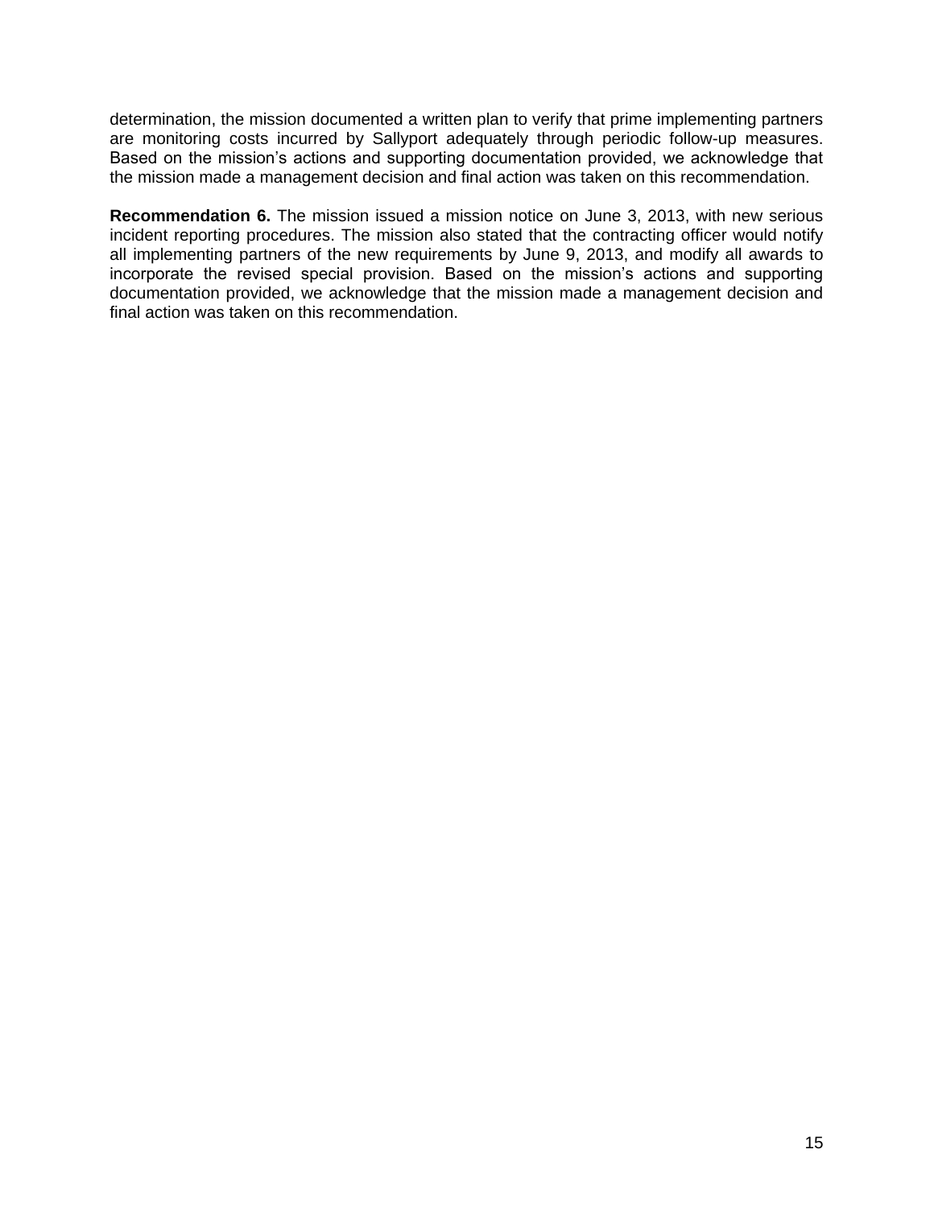determination, the mission documented a written plan to verify that prime implementing partners are monitoring costs incurred by Sallyport adequately through periodic follow-up measures. Based on the mission's actions and supporting documentation provided, we acknowledge that the mission made a management decision and final action was taken on this recommendation.

**Recommendation 6.** The mission issued a mission notice on June 3, 2013, with new serious incident reporting procedures. The mission also stated that the contracting officer would notify all implementing partners of the new requirements by June 9, 2013, and modify all awards to incorporate the revised special provision. Based on the mission's actions and supporting documentation provided, we acknowledge that the mission made a management decision and final action was taken on this recommendation.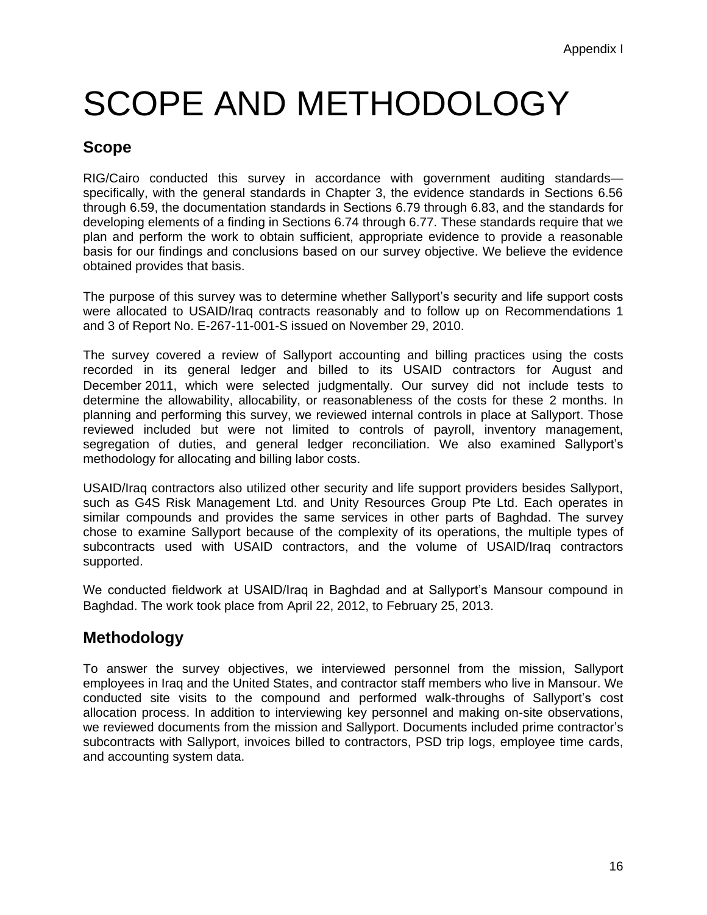# SCOPE AND METHODOLOGY

## Scope

RIG/Cairo conducted this survey in accordance with government auditing standards—specifically, with the general standards in Chapter 3, the evidence standards in Sections 6.56 through 6.59, the documentation standards in Sections 6.79 through 6.83, and the standards for developing elements of a finding in Sections 6.74 through 6.77. These standards require that we plan and perform the work to obtain sufficient, appropriate evidence to provide a reasonable basis for our findings and conclusions based on our survey objective. We believe the evidence obtained provides that basis.

The purpose of this survey was to determine whether Sallyport's security and life support costs were allocated to USAID/Iraq contracts reasonably and to follow up on Recommendations 1 and 3 of Report No. E-267-11-001-S issued on November 29, 2010.

The survey covered a review of Sallyport accounting and billing practices using the costs recorded in its general ledger and billed to its USAID contractors for August and December 2011, which were selected judgmentally. Our survey did not include tests to determine the allowability, allocability, or reasonableness of the costs for these 2 months. In planning and performing this survey, we reviewed internal controls in place at Sallyport. Those reviewed included but were not limited to controls of payroll, inventory management, segregation of duties, and general ledger reconciliation. We also examined Sallyport's methodology for allocating and billing labor costs.

USAID/Iraq contractors also utilized other security and life support providers besides Sallyport, such as G4S Risk Management Ltd. and Unity Resources Group Pte Ltd. Each operates in similar compounds and provides the same services in other parts of Baghdad. The survey chose to examine Sallyport because of the complexity of its operations, the multiple types of subcontracts used with USAID contractors, and the volume of USAID/Iraq contractors supported.

We conducted fieldwork at USAID/Iraq in Baghdad and at Sallyport's Mansour compound in Baghdad. The work took place from April 22, 2012, to February 25, 2013.

## Methodology

To answer the survey objectives, we interviewed personnel from the mission, Sallyport employees in Iraq and the United States, and contractor staff members who live in Mansour. We conducted site visits to the compound and performed walk-throughs of Sallyport's cost allocation process. In addition to interviewing key personnel and making on-site observations, we reviewed documents from the mission and Sallyport. Documents included prime contractor's subcontracts with Sallyport, invoices billed to contractors, PSD trip logs, employee time cards, and accounting system data.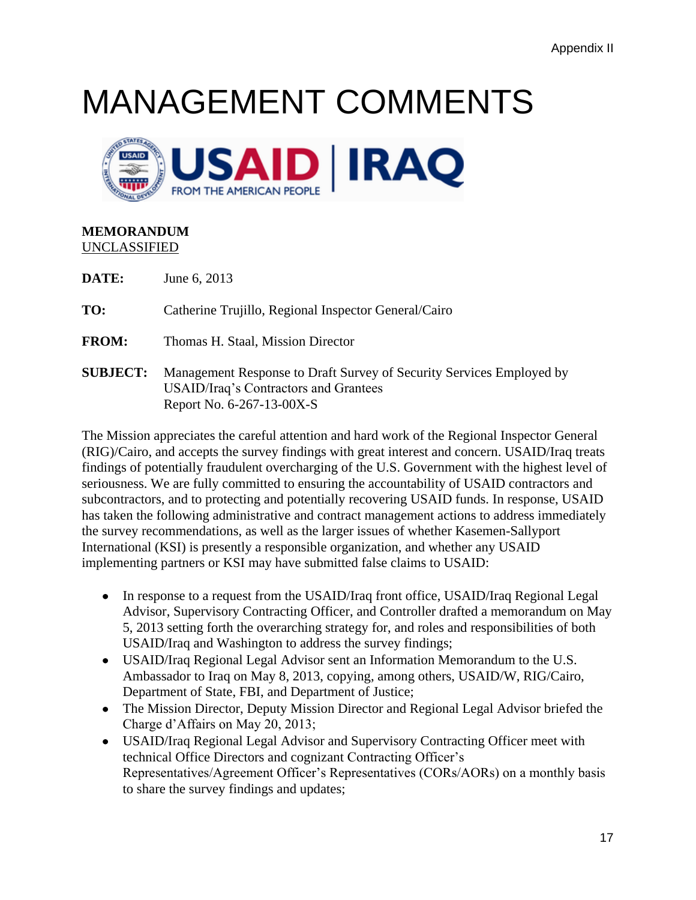Appendix II

# MANAGEMENT COMMENTS

**MEMORANDUM**
UNCLASSIFIED

**DATE:** June 6, 2013

**TO:** Catherine Trujillo, Regional Inspector General/Cairo

**FROM:** Thomas H. Staal, Mission Director

**SUBJECT:** Management Response to Draft Survey of Security Services Employed by USAID/Iraq's Contractors and Grantees
Report No. 6-267-13-00X-S

The Mission appreciates the careful attention and hard work of the Regional Inspector General (RIG)/Cairo, and accepts the survey findings with great interest and concern. USAID/Iraq treats findings of potentially fraudulent overcharging of the U.S. Government with the highest level of seriousness. We are fully committed to ensuring the accountability of USAID contractors and subcontractors, and to protecting and potentially recovering USAID funds. In response, USAID has taken the following administrative and contract management actions to address immediately the survey recommendations, as well as the larger issues of whether Kasemen-Sallyport International (KSI) is presently a responsible organization, and whether any USAID implementing partners or KSI may have submitted false claims to USAID:

- In response to a request from the USAID/Iraq front office, USAID/Iraq Regional Legal Advisor, Supervisory Contracting Officer, and Controller drafted a memorandum on May 5, 2013 setting forth the overarching strategy for, and roles and responsibilities of both USAID/Iraq and Washington to address the survey findings;
- USAID/Iraq Regional Legal Advisor sent an Information Memorandum to the U.S. Ambassador to Iraq on May 8, 2013, copying, among others, USAID/W, RIG/Cairo, Department of State, FBI, and Department of Justice;
- The Mission Director, Deputy Mission Director and Regional Legal Advisor briefed the Charge d'Affairs on May 20, 2013;
- USAID/Iraq Regional Legal Advisor and Supervisory Contracting Officer meet with technical Office Directors and cognizant Contracting Officer's Representatives/Agreement Officer's Representatives (CORs/AORs) on a monthly basis to share the survey findings and updates;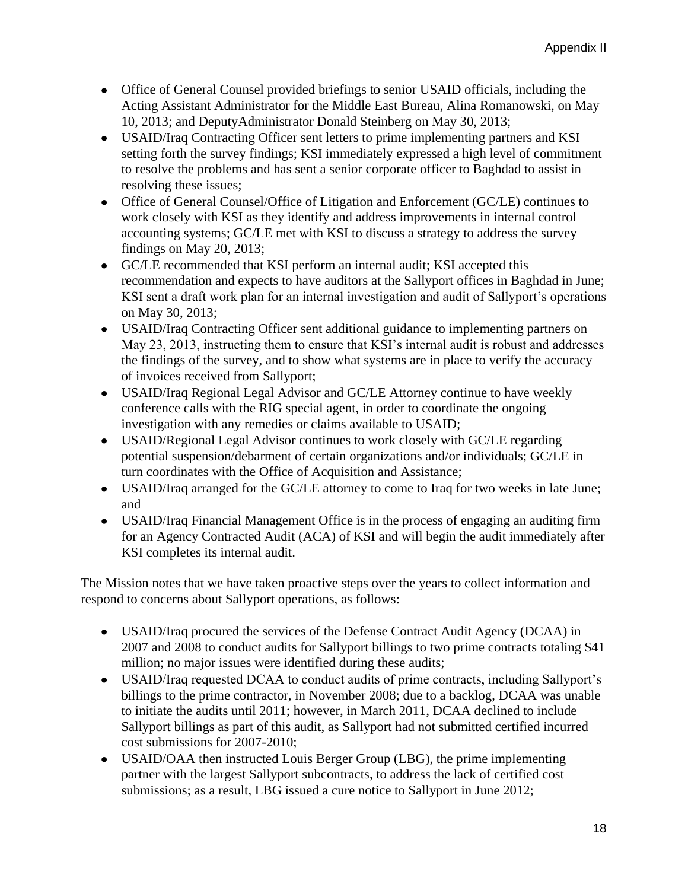- Office of General Counsel provided briefings to senior USAID officials, including the Acting Assistant Administrator for the Middle East Bureau, Alina Romanowski, on May 10, 2013; and DeputyAdministrator Donald Steinberg on May 30, 2013;
- USAID/Iraq Contracting Officer sent letters to prime implementing partners and KSI setting forth the survey findings; KSI immediately expressed a high level of commitment to resolve the problems and has sent a senior corporate officer to Baghdad to assist in resolving these issues;
- Office of General Counsel/Office of Litigation and Enforcement (GC/LE) continues to work closely with KSI as they identify and address improvements in internal control accounting systems; GC/LE met with KSI to discuss a strategy to address the survey findings on May 20, 2013;
- GC/LE recommended that KSI perform an internal audit; KSI accepted this recommendation and expects to have auditors at the Sallyport offices in Baghdad in June; KSI sent a draft work plan for an internal investigation and audit of Sallyport's operations on May 30, 2013;
- USAID/Iraq Contracting Officer sent additional guidance to implementing partners on May 23, 2013, instructing them to ensure that KSI's internal audit is robust and addresses the findings of the survey, and to show what systems are in place to verify the accuracy of invoices received from Sallyport;
- USAID/Iraq Regional Legal Advisor and GC/LE Attorney continue to have weekly conference calls with the RIG special agent, in order to coordinate the ongoing investigation with any remedies or claims available to USAID;
- USAID/Regional Legal Advisor continues to work closely with GC/LE regarding potential suspension/debarment of certain organizations and/or individuals; GC/LE in turn coordinates with the Office of Acquisition and Assistance;
- USAID/Iraq arranged for the GC/LE attorney to come to Iraq for two weeks in late June; and
- USAID/Iraq Financial Management Office is in the process of engaging an auditing firm for an Agency Contracted Audit (ACA) of KSI and will begin the audit immediately after KSI completes its internal audit.

The Mission notes that we have taken proactive steps over the years to collect information and respond to concerns about Sallyport operations, as follows:

- USAID/Iraq procured the services of the Defense Contract Audit Agency (DCAA) in 2007 and 2008 to conduct audits for Sallyport billings to two prime contracts totaling $41 million; no major issues were identified during these audits;
- USAID/Iraq requested DCAA to conduct audits of prime contracts, including Sallyport's billings to the prime contractor, in November 2008; due to a backlog, DCAA was unable to initiate the audits until 2011; however, in March 2011, DCAA declined to include Sallyport billings as part of this audit, as Sallyport had not submitted certified incurred cost submissions for 2007-2010;
- USAID/OAA then instructed Louis Berger Group (LBG), the prime implementing partner with the largest Sallyport subcontracts, to address the lack of certified cost submissions; as a result, LBG issued a cure notice to Sallyport in June 2012;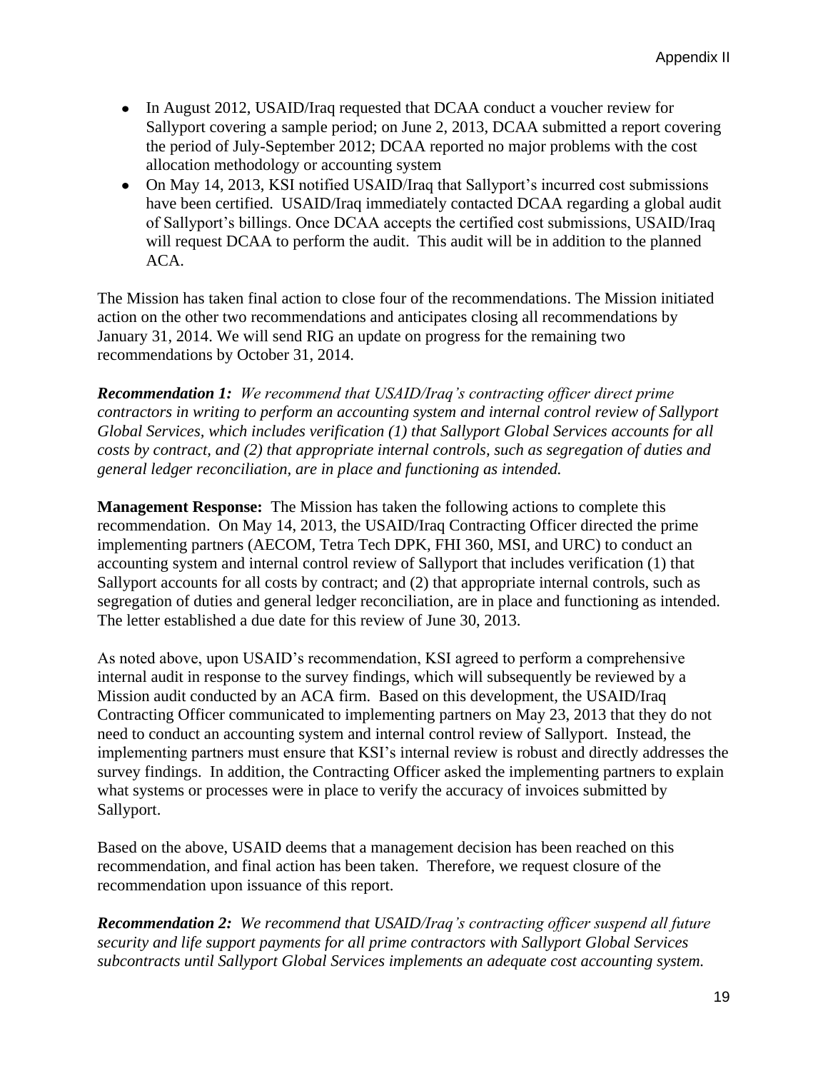- In August 2012, USAID/Iraq requested that DCAA conduct a voucher review for Sallyport covering a sample period; on June 2, 2013, DCAA submitted a report covering the period of July-September 2012; DCAA reported no major problems with the cost allocation methodology or accounting system
- On May 14, 2013, KSI notified USAID/Iraq that Sallyport's incurred cost submissions have been certified. USAID/Iraq immediately contacted DCAA regarding a global audit of Sallyport's billings. Once DCAA accepts the certified cost submissions, USAID/Iraq will request DCAA to perform the audit. This audit will be in addition to the planned ACA.

The Mission has taken final action to close four of the recommendations. The Mission initiated action on the other two recommendations and anticipates closing all recommendations by January 31, 2014. We will send RIG an update on progress for the remaining two recommendations by October 31, 2014.

***Recommendation 1:*** *We recommend that USAID/Iraq's contracting officer direct prime contractors in writing to perform an accounting system and internal control review of Sallyport Global Services, which includes verification (1) that Sallyport Global Services accounts for all costs by contract, and (2) that appropriate internal controls, such as segregation of duties and general ledger reconciliation, are in place and functioning as intended.*

**Management Response:** The Mission has taken the following actions to complete this recommendation. On May 14, 2013, the USAID/Iraq Contracting Officer directed the prime implementing partners (AECOM, Tetra Tech DPK, FHI 360, MSI, and URC) to conduct an accounting system and internal control review of Sallyport that includes verification (1) that Sallyport accounts for all costs by contract; and (2) that appropriate internal controls, such as segregation of duties and general ledger reconciliation, are in place and functioning as intended. The letter established a due date for this review of June 30, 2013.

As noted above, upon USAID's recommendation, KSI agreed to perform a comprehensive internal audit in response to the survey findings, which will subsequently be reviewed by a Mission audit conducted by an ACA firm. Based on this development, the USAID/Iraq Contracting Officer communicated to implementing partners on May 23, 2013 that they do not need to conduct an accounting system and internal control review of Sallyport. Instead, the implementing partners must ensure that KSI's internal review is robust and directly addresses the survey findings. In addition, the Contracting Officer asked the implementing partners to explain what systems or processes were in place to verify the accuracy of invoices submitted by Sallyport.

Based on the above, USAID deems that a management decision has been reached on this recommendation, and final action has been taken. Therefore, we request closure of the recommendation upon issuance of this report.

***Recommendation 2:*** *We recommend that USAID/Iraq's contracting officer suspend all future security and life support payments for all prime contractors with Sallyport Global Services subcontracts until Sallyport Global Services implements an adequate cost accounting system.*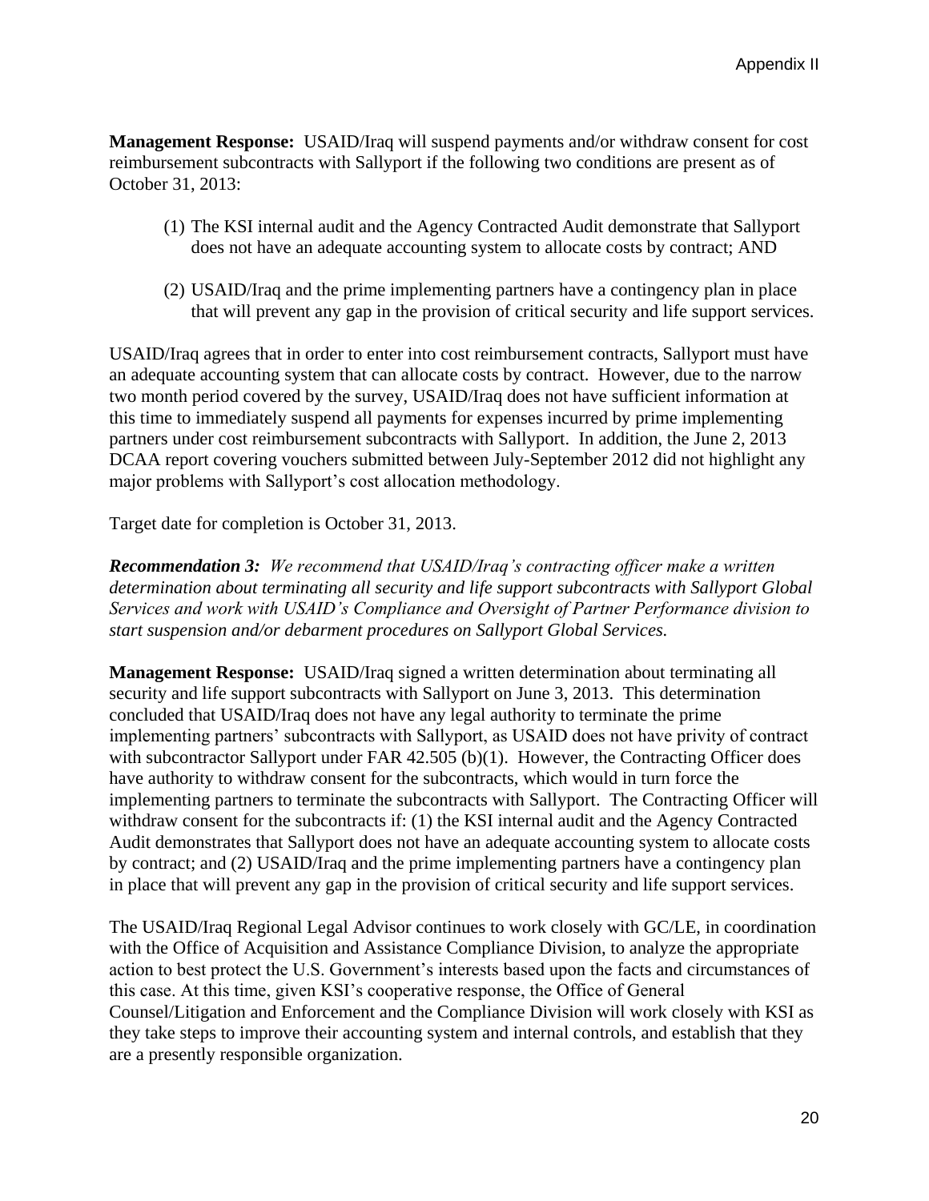**Management Response:** USAID/Iraq will suspend payments and/or withdraw consent for cost reimbursement subcontracts with Sallyport if the following two conditions are present as of October 31, 2013:

(1) The KSI internal audit and the Agency Contracted Audit demonstrate that Sallyport does not have an adequate accounting system to allocate costs by contract; AND

(2) USAID/Iraq and the prime implementing partners have a contingency plan in place that will prevent any gap in the provision of critical security and life support services.

USAID/Iraq agrees that in order to enter into cost reimbursement contracts, Sallyport must have an adequate accounting system that can allocate costs by contract. However, due to the narrow two month period covered by the survey, USAID/Iraq does not have sufficient information at this time to immediately suspend all payments for expenses incurred by prime implementing partners under cost reimbursement subcontracts with Sallyport. In addition, the June 2, 2013 DCAA report covering vouchers submitted between July-September 2012 did not highlight any major problems with Sallyport's cost allocation methodology.

Target date for completion is October 31, 2013.

***Recommendation 3:*** *We recommend that USAID/Iraq's contracting officer make a written determination about terminating all security and life support subcontracts with Sallyport Global Services and work with USAID's Compliance and Oversight of Partner Performance division to start suspension and/or debarment procedures on Sallyport Global Services.*

**Management Response:** USAID/Iraq signed a written determination about terminating all security and life support subcontracts with Sallyport on June 3, 2013. This determination concluded that USAID/Iraq does not have any legal authority to terminate the prime implementing partners' subcontracts with Sallyport, as USAID does not have privity of contract with subcontractor Sallyport under FAR 42.505 (b)(1). However, the Contracting Officer does have authority to withdraw consent for the subcontracts, which would in turn force the implementing partners to terminate the subcontracts with Sallyport. The Contracting Officer will withdraw consent for the subcontracts if: (1) the KSI internal audit and the Agency Contracted Audit demonstrates that Sallyport does not have an adequate accounting system to allocate costs by contract; and (2) USAID/Iraq and the prime implementing partners have a contingency plan in place that will prevent any gap in the provision of critical security and life support services.

The USAID/Iraq Regional Legal Advisor continues to work closely with GC/LE, in coordination with the Office of Acquisition and Assistance Compliance Division, to analyze the appropriate action to best protect the U.S. Government's interests based upon the facts and circumstances of this case. At this time, given KSI's cooperative response, the Office of General Counsel/Litigation and Enforcement and the Compliance Division will work closely with KSI as they take steps to improve their accounting system and internal controls, and establish that they are a presently responsible organization.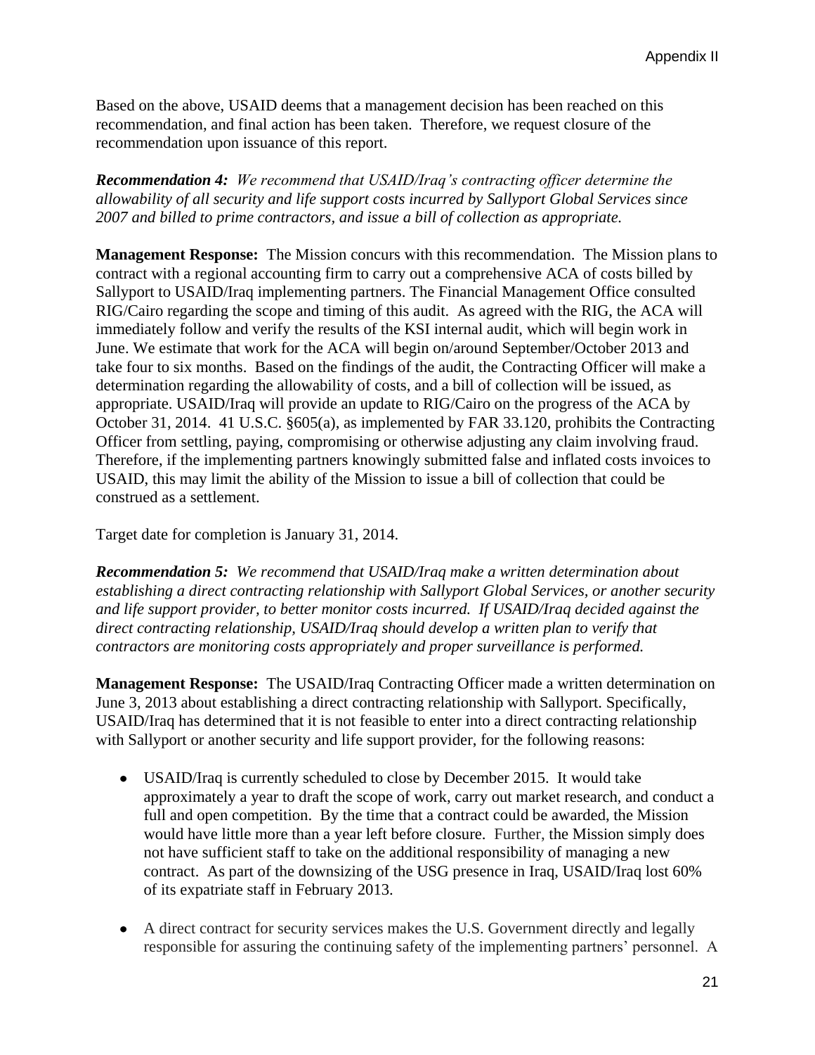Based on the above, USAID deems that a management decision has been reached on this recommendation, and final action has been taken. Therefore, we request closure of the recommendation upon issuance of this report.

***Recommendation 4:*** *We recommend that USAID/Iraq's contracting officer determine the allowability of all security and life support costs incurred by Sallyport Global Services since 2007 and billed to prime contractors, and issue a bill of collection as appropriate.*

**Management Response:** The Mission concurs with this recommendation. The Mission plans to contract with a regional accounting firm to carry out a comprehensive ACA of costs billed by Sallyport to USAID/Iraq implementing partners. The Financial Management Office consulted RIG/Cairo regarding the scope and timing of this audit. As agreed with the RIG, the ACA will immediately follow and verify the results of the KSI internal audit, which will begin work in June. We estimate that work for the ACA will begin on/around September/October 2013 and take four to six months. Based on the findings of the audit, the Contracting Officer will make a determination regarding the allowability of costs, and a bill of collection will be issued, as appropriate. USAID/Iraq will provide an update to RIG/Cairo on the progress of the ACA by October 31, 2014. 41 U.S.C. §605(a), as implemented by FAR 33.120, prohibits the Contracting Officer from settling, paying, compromising or otherwise adjusting any claim involving fraud. Therefore, if the implementing partners knowingly submitted false and inflated costs invoices to USAID, this may limit the ability of the Mission to issue a bill of collection that could be construed as a settlement.

Target date for completion is January 31, 2014.

***Recommendation 5:*** *We recommend that USAID/Iraq make a written determination about establishing a direct contracting relationship with Sallyport Global Services, or another security and life support provider, to better monitor costs incurred. If USAID/Iraq decided against the direct contracting relationship, USAID/Iraq should develop a written plan to verify that contractors are monitoring costs appropriately and proper surveillance is performed.*

**Management Response:** The USAID/Iraq Contracting Officer made a written determination on June 3, 2013 about establishing a direct contracting relationship with Sallyport. Specifically, USAID/Iraq has determined that it is not feasible to enter into a direct contracting relationship with Sallyport or another security and life support provider, for the following reasons:

- USAID/Iraq is currently scheduled to close by December 2015. It would take approximately a year to draft the scope of work, carry out market research, and conduct a full and open competition. By the time that a contract could be awarded, the Mission would have little more than a year left before closure. Further, the Mission simply does not have sufficient staff to take on the additional responsibility of managing a new contract. As part of the downsizing of the USG presence in Iraq, USAID/Iraq lost 60% of its expatriate staff in February 2013.

- A direct contract for security services makes the U.S. Government directly and legally responsible for assuring the continuing safety of the implementing partners' personnel. A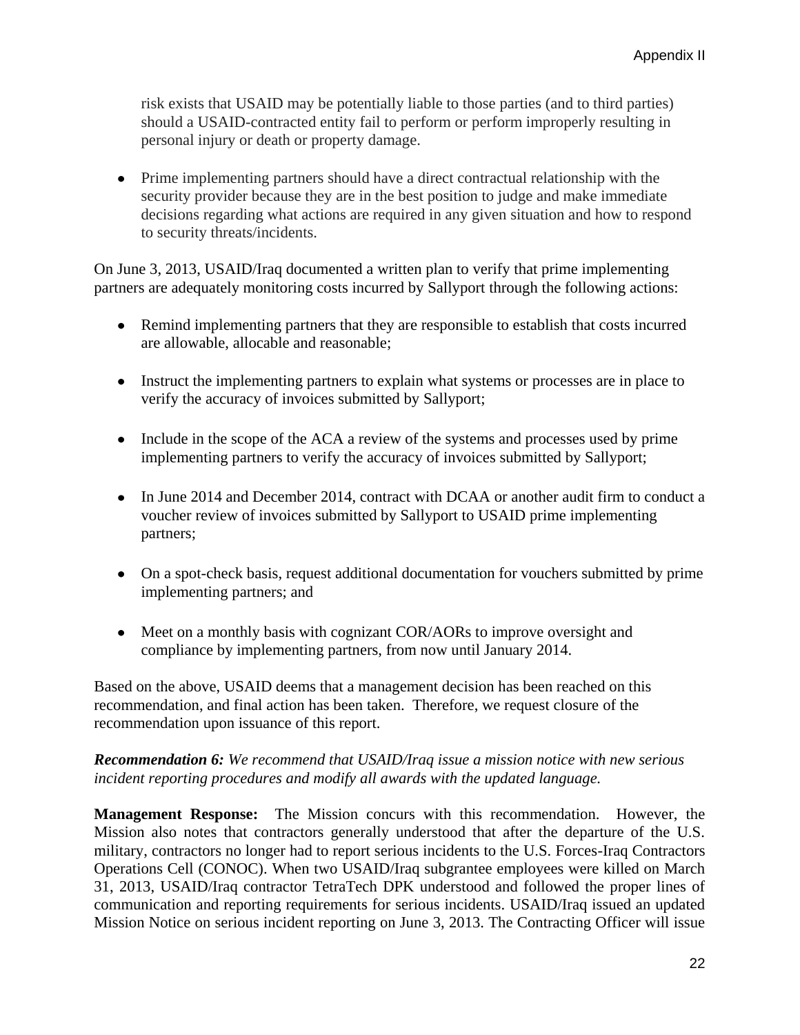risk exists that USAID may be potentially liable to those parties (and to third parties) should a USAID-contracted entity fail to perform or perform improperly resulting in personal injury or death or property damage.

- Prime implementing partners should have a direct contractual relationship with the security provider because they are in the best position to judge and make immediate decisions regarding what actions are required in any given situation and how to respond to security threats/incidents.

On June 3, 2013, USAID/Iraq documented a written plan to verify that prime implementing partners are adequately monitoring costs incurred by Sallyport through the following actions:

- Remind implementing partners that they are responsible to establish that costs incurred are allowable, allocable and reasonable;
- Instruct the implementing partners to explain what systems or processes are in place to verify the accuracy of invoices submitted by Sallyport;
- Include in the scope of the ACA a review of the systems and processes used by prime implementing partners to verify the accuracy of invoices submitted by Sallyport;
- In June 2014 and December 2014, contract with DCAA or another audit firm to conduct a voucher review of invoices submitted by Sallyport to USAID prime implementing partners;
- On a spot-check basis, request additional documentation for vouchers submitted by prime implementing partners; and
- Meet on a monthly basis with cognizant COR/AORs to improve oversight and compliance by implementing partners, from now until January 2014.

Based on the above, USAID deems that a management decision has been reached on this recommendation, and final action has been taken. Therefore, we request closure of the recommendation upon issuance of this report.

***Recommendation 6:*** *We recommend that USAID/Iraq issue a mission notice with new serious incident reporting procedures and modify all awards with the updated language.*

**Management Response:** The Mission concurs with this recommendation. However, the Mission also notes that contractors generally understood that after the departure of the U.S. military, contractors no longer had to report serious incidents to the U.S. Forces-Iraq Contractors Operations Cell (CONOC). When two USAID/Iraq subgrantee employees were killed on March 31, 2013, USAID/Iraq contractor TetraTech DPK understood and followed the proper lines of communication and reporting requirements for serious incidents. USAID/Iraq issued an updated Mission Notice on serious incident reporting on June 3, 2013. The Contracting Officer will issue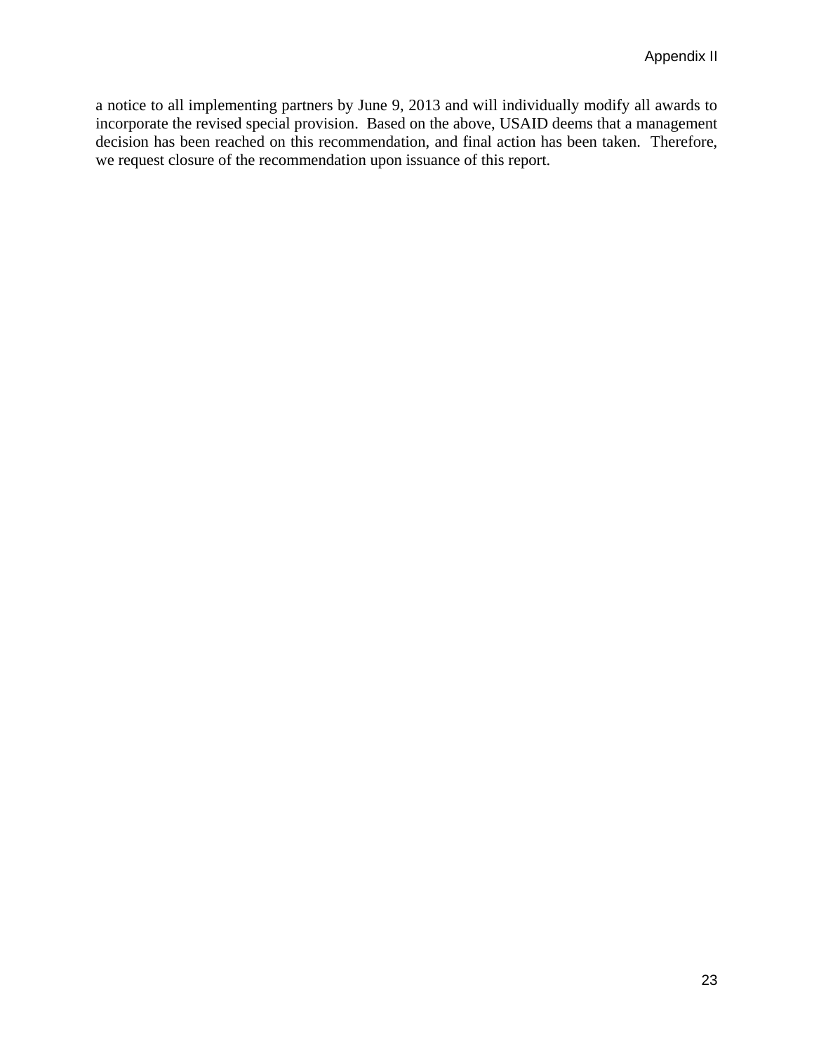a notice to all implementing partners by June 9, 2013 and will individually modify all awards to incorporate the revised special provision. Based on the above, USAID deems that a management decision has been reached on this recommendation, and final action has been taken. Therefore, we request closure of the recommendation upon issuance of this report.